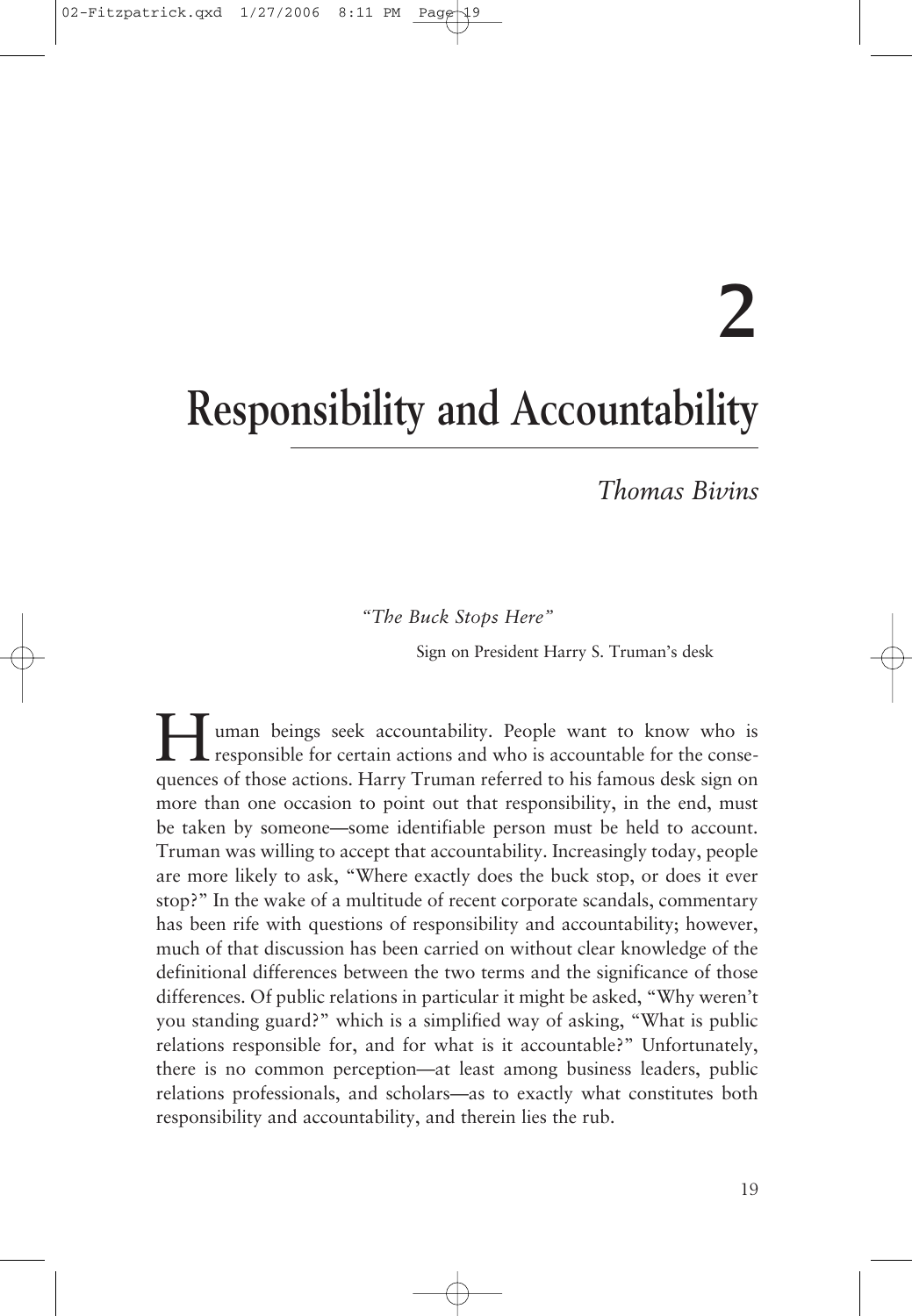# 2

# Responsibility and Accountability

*Thomas Bivins*

*"The Buck Stops Here"*

Sign on President Harry S. Truman's desk

Human beings seek accountability. People want to know who is responsible for certain actions and who is accountable for the consequences of those actions. Harry Truman referred to his famous desk sign on more than one occasion to point out that responsibility, in the end, must be taken by someone—some identifiable person must be held to account. Truman was willing to accept that accountability. Increasingly today, people are more likely to ask, "Where exactly does the buck stop, or does it ever stop?" In the wake of a multitude of recent corporate scandals, commentary has been rife with questions of responsibility and accountability; however, much of that discussion has been carried on without clear knowledge of the definitional differences between the two terms and the significance of those differences. Of public relations in particular it might be asked, "Why weren't you standing guard?" which is a simplified way of asking, "What is public relations responsible for, and for what is it accountable?" Unfortunately, there is no common perception—at least among business leaders, public relations professionals, and scholars—as to exactly what constitutes both responsibility and accountability, and therein lies the rub.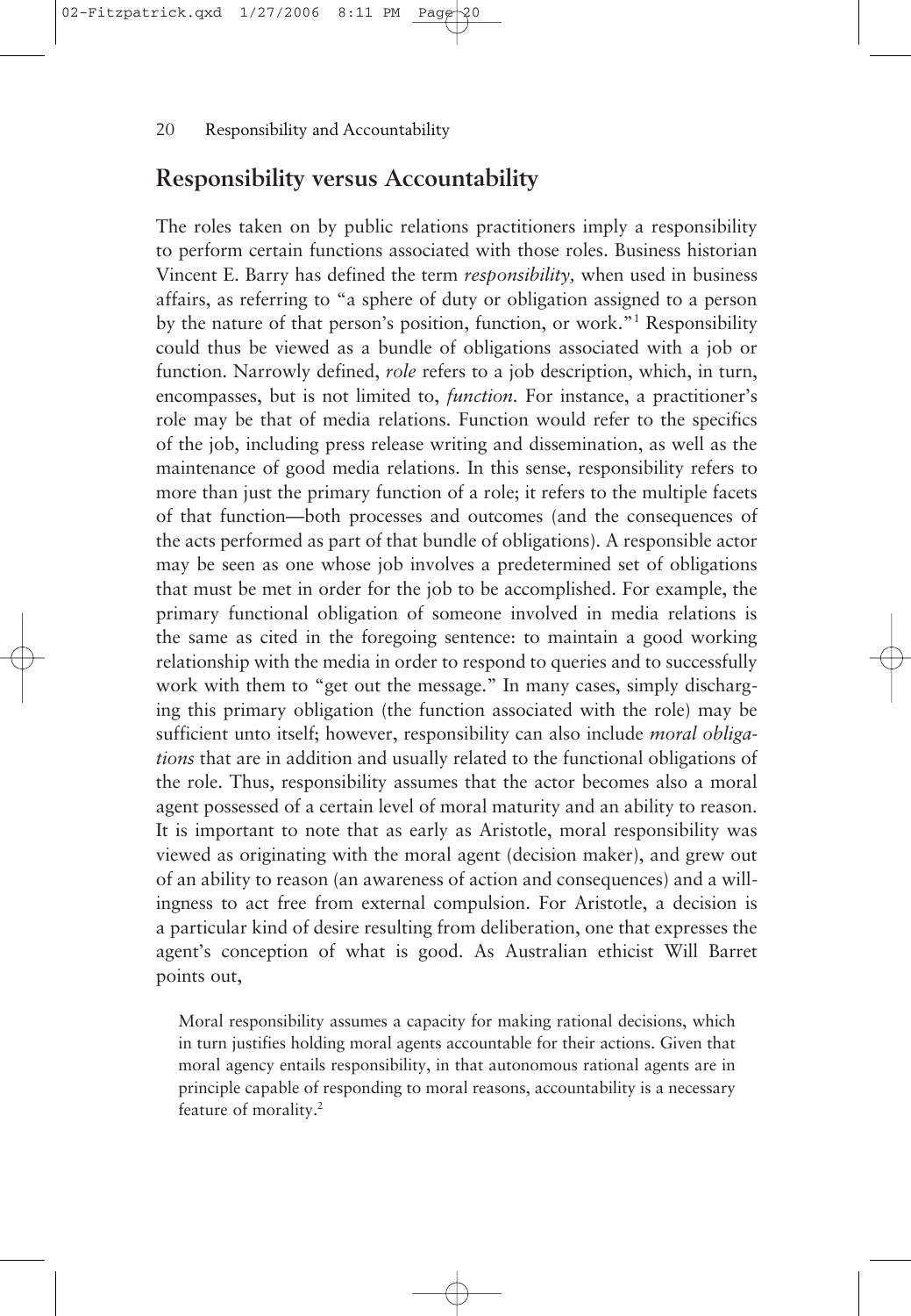## Responsibility versus Accountability

The roles taken on by public relations practitioners imply a responsibility to perform certain functions associated with those roles. Business historian Vincent E. Barry has defined the term *responsibility,* when used in business affairs, as referring to "a sphere of duty or obligation assigned to a person by the nature of that person's position, function, or work."[1] Responsibility could thus be viewed as a bundle of obligations associated with a job or function. Narrowly defined, *role* refers to a job description, which, in turn, encompasses, but is not limited to, *function.* For instance, a practitioner's role may be that of media relations. Function would refer to the specifics of the job, including press release writing and dissemination, as well as the maintenance of good media relations. In this sense, responsibility refers to more than just the primary function of a role; it refers to the multiple facets of that function—both processes and outcomes (and the consequences of the acts performed as part of that bundle of obligations). A responsible actor may be seen as one whose job involves a predetermined set of obligations that must be met in order for the job to be accomplished. For example, the primary functional obligation of someone involved in media relations is the same as cited in the foregoing sentence: to maintain a good working relationship with the media in order to respond to queries and to successfully work with them to "get out the message." In many cases, simply discharging this primary obligation (the function associated with the role) may be sufficient unto itself; however, responsibility can also include *moral obligations* that are in addition and usually related to the functional obligations of the role. Thus, responsibility assumes that the actor becomes also a moral agent possessed of a certain level of moral maturity and an ability to reason. It is important to note that as early as Aristotle, moral responsibility was viewed as originating with the moral agent (decision maker), and grew out of an ability to reason (an awareness of action and consequences) and a willingness to act free from external compulsion. For Aristotle, a decision is a particular kind of desire resulting from deliberation, one that expresses the agent's conception of what is good. As Australian ethicist Will Barret points out,

> Moral responsibility assumes a capacity for making rational decisions, which in turn justifies holding moral agents accountable for their actions. Given that moral agency entails responsibility, in that autonomous rational agents are in principle capable of responding to moral reasons, accountability is a necessary feature of morality.[2]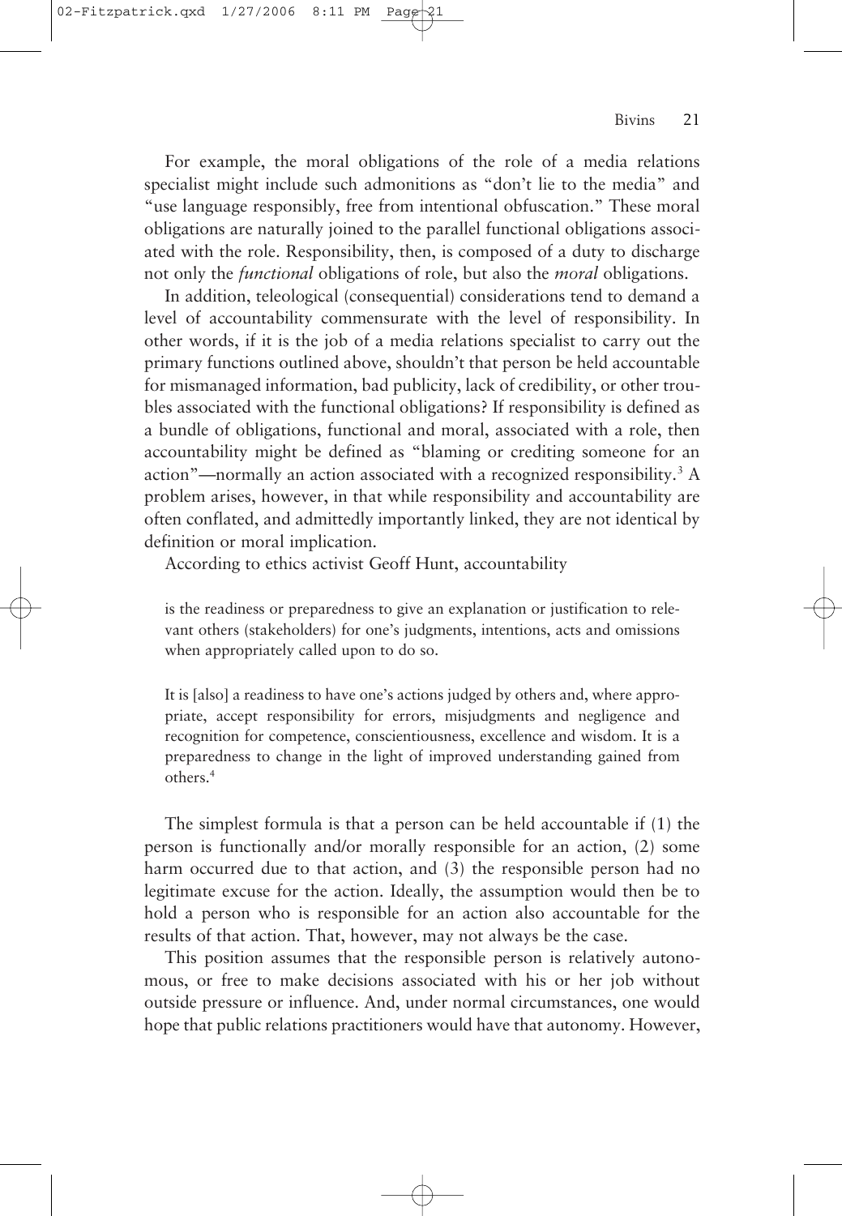For example, the moral obligations of the role of a media relations specialist might include such admonitions as "don't lie to the media" and "use language responsibly, free from intentional obfuscation." These moral obligations are naturally joined to the parallel functional obligations associated with the role. Responsibility, then, is composed of a duty to discharge not only the *functional* obligations of role, but also the *moral* obligations.

In addition, teleological (consequential) considerations tend to demand a level of accountability commensurate with the level of responsibility. In other words, if it is the job of a media relations specialist to carry out the primary functions outlined above, shouldn't that person be held accountable for mismanaged information, bad publicity, lack of credibility, or other troubles associated with the functional obligations? If responsibility is defined as a bundle of obligations, functional and moral, associated with a role, then accountability might be defined as "blaming or crediting someone for an action"—normally an action associated with a recognized responsibility.[3] A problem arises, however, in that while responsibility and accountability are often conflated, and admittedly importantly linked, they are not identical by definition or moral implication.

According to ethics activist Geoff Hunt, accountability

> is the readiness or preparedness to give an explanation or justification to relevant others (stakeholders) for one's judgments, intentions, acts and omissions when appropriately called upon to do so.
>
> It is [also] a readiness to have one's actions judged by others and, where appropriate, accept responsibility for errors, misjudgments and negligence and recognition for competence, conscientiousness, excellence and wisdom. It is a preparedness to change in the light of improved understanding gained from others.[4]

The simplest formula is that a person can be held accountable if (1) the person is functionally and/or morally responsible for an action, (2) some harm occurred due to that action, and (3) the responsible person had no legitimate excuse for the action. Ideally, the assumption would then be to hold a person who is responsible for an action also accountable for the results of that action. That, however, may not always be the case.

This position assumes that the responsible person is relatively autonomous, or free to make decisions associated with his or her job without outside pressure or influence. And, under normal circumstances, one would hope that public relations practitioners would have that autonomy. However,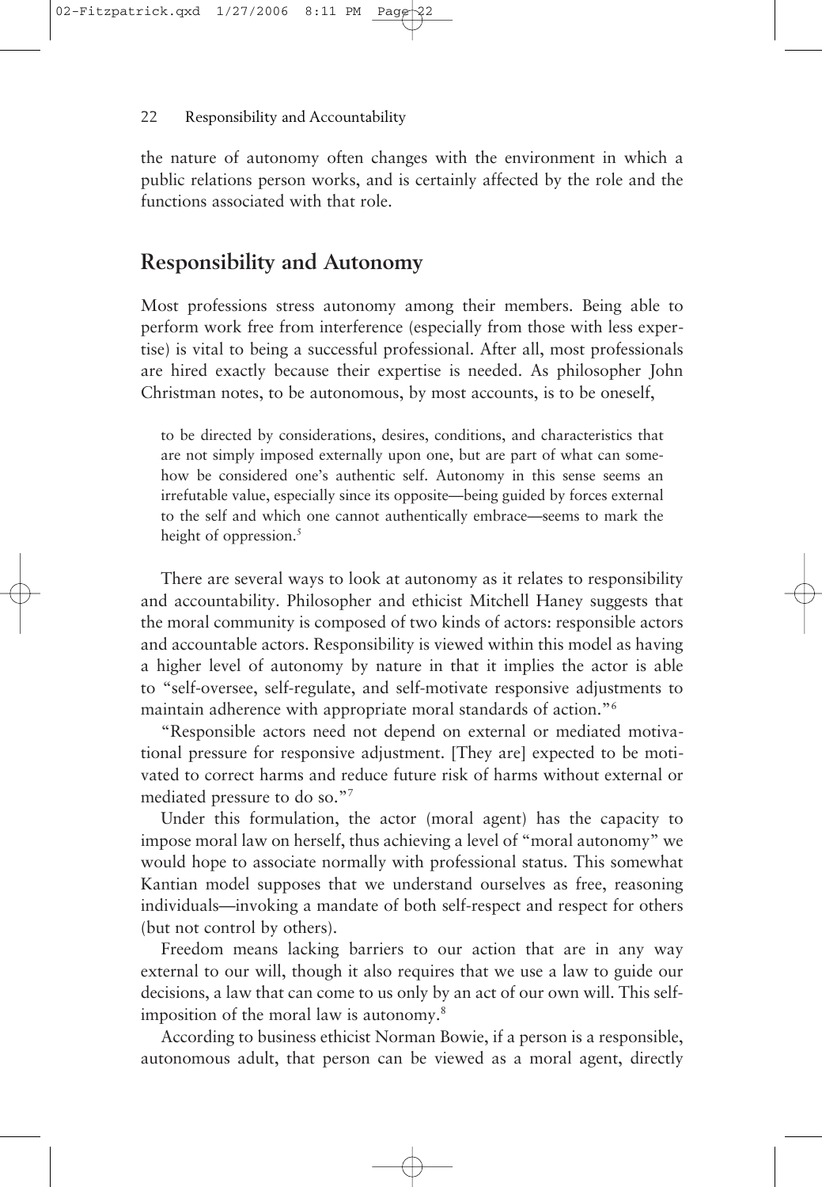the nature of autonomy often changes with the environment in which a public relations person works, and is certainly affected by the role and the functions associated with that role.

## Responsibility and Autonomy

Most professions stress autonomy among their members. Being able to perform work free from interference (especially from those with less expertise) is vital to being a successful professional. After all, most professionals are hired exactly because their expertise is needed. As philosopher John Christman notes, to be autonomous, by most accounts, is to be oneself,

> to be directed by considerations, desires, conditions, and characteristics that are not simply imposed externally upon one, but are part of what can somehow be considered one's authentic self. Autonomy in this sense seems an irrefutable value, especially since its opposite—being guided by forces external to the self and which one cannot authentically embrace—seems to mark the height of oppression.[5]

There are several ways to look at autonomy as it relates to responsibility and accountability. Philosopher and ethicist Mitchell Haney suggests that the moral community is composed of two kinds of actors: responsible actors and accountable actors. Responsibility is viewed within this model as having a higher level of autonomy by nature in that it implies the actor is able to "self-oversee, self-regulate, and self-motivate responsive adjustments to maintain adherence with appropriate moral standards of action."[6]

"Responsible actors need not depend on external or mediated motivational pressure for responsive adjustment. [They are] expected to be motivated to correct harms and reduce future risk of harms without external or mediated pressure to do so."[7]

Under this formulation, the actor (moral agent) has the capacity to impose moral law on herself, thus achieving a level of "moral autonomy" we would hope to associate normally with professional status. This somewhat Kantian model supposes that we understand ourselves as free, reasoning individuals—invoking a mandate of both self-respect and respect for others (but not control by others).

Freedom means lacking barriers to our action that are in any way external to our will, though it also requires that we use a law to guide our decisions, a law that can come to us only by an act of our own will. This self-imposition of the moral law is autonomy.[8]

According to business ethicist Norman Bowie, if a person is a responsible, autonomous adult, that person can be viewed as a moral agent, directly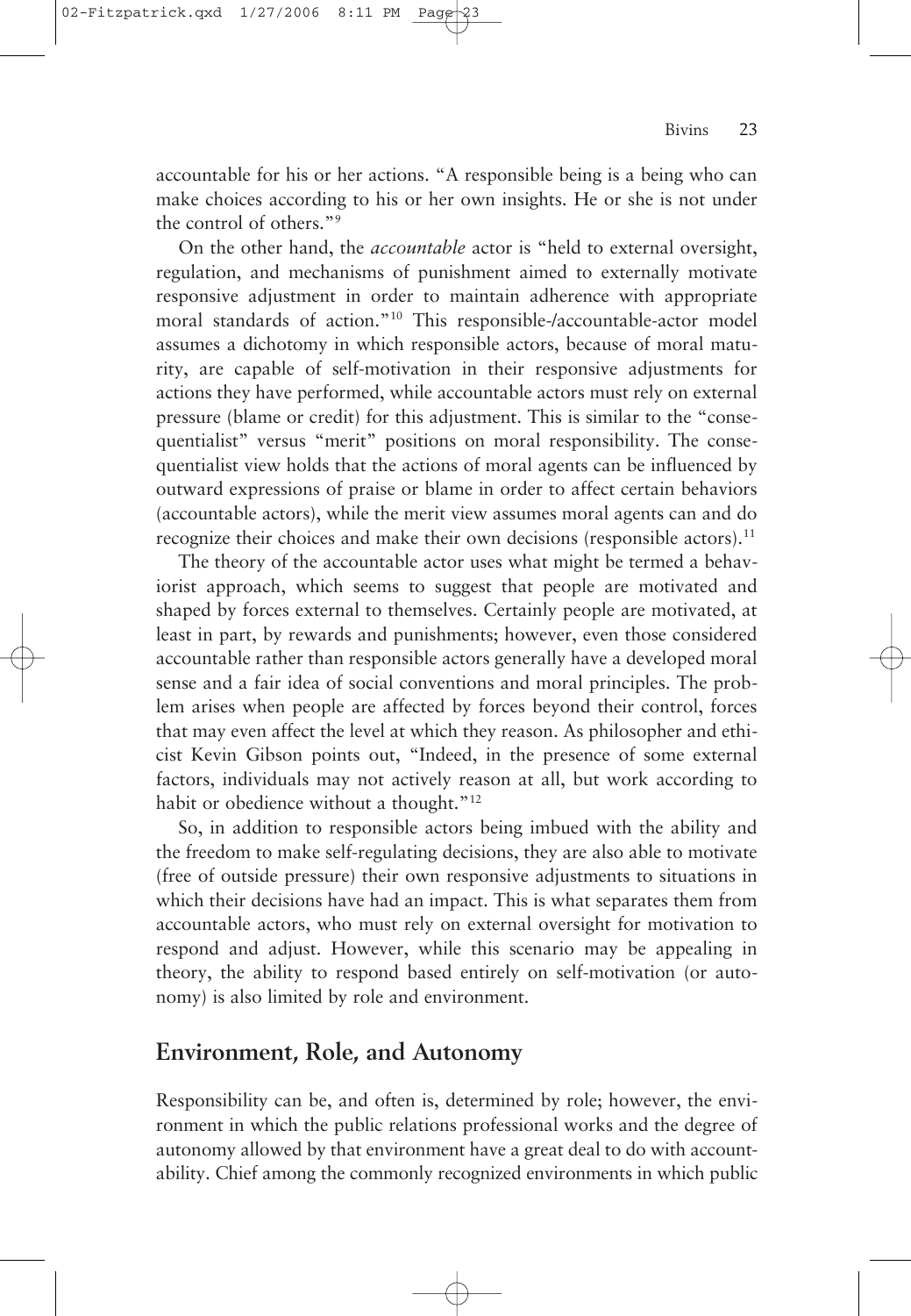accountable for his or her actions. "A responsible being is a being who can make choices according to his or her own insights. He or she is not under the control of others."[9]

On the other hand, the *accountable* actor is "held to external oversight, regulation, and mechanisms of punishment aimed to externally motivate responsive adjustment in order to maintain adherence with appropriate moral standards of action."[10] This responsible-/accountable-actor model assumes a dichotomy in which responsible actors, because of moral maturity, are capable of self-motivation in their responsive adjustments for actions they have performed, while accountable actors must rely on external pressure (blame or credit) for this adjustment. This is similar to the "consequentialist" versus "merit" positions on moral responsibility. The consequentialist view holds that the actions of moral agents can be influenced by outward expressions of praise or blame in order to affect certain behaviors (accountable actors), while the merit view assumes moral agents can and do recognize their choices and make their own decisions (responsible actors).[11]

The theory of the accountable actor uses what might be termed a behaviorist approach, which seems to suggest that people are motivated and shaped by forces external to themselves. Certainly people are motivated, at least in part, by rewards and punishments; however, even those considered accountable rather than responsible actors generally have a developed moral sense and a fair idea of social conventions and moral principles. The problem arises when people are affected by forces beyond their control, forces that may even affect the level at which they reason. As philosopher and ethicist Kevin Gibson points out, "Indeed, in the presence of some external factors, individuals may not actively reason at all, but work according to habit or obedience without a thought."[12]

So, in addition to responsible actors being imbued with the ability and the freedom to make self-regulating decisions, they are also able to motivate (free of outside pressure) their own responsive adjustments to situations in which their decisions have had an impact. This is what separates them from accountable actors, who must rely on external oversight for motivation to respond and adjust. However, while this scenario may be appealing in theory, the ability to respond based entirely on self-motivation (or autonomy) is also limited by role and environment.

## Environment, Role, and Autonomy

Responsibility can be, and often is, determined by role; however, the environment in which the public relations professional works and the degree of autonomy allowed by that environment have a great deal to do with accountability. Chief among the commonly recognized environments in which public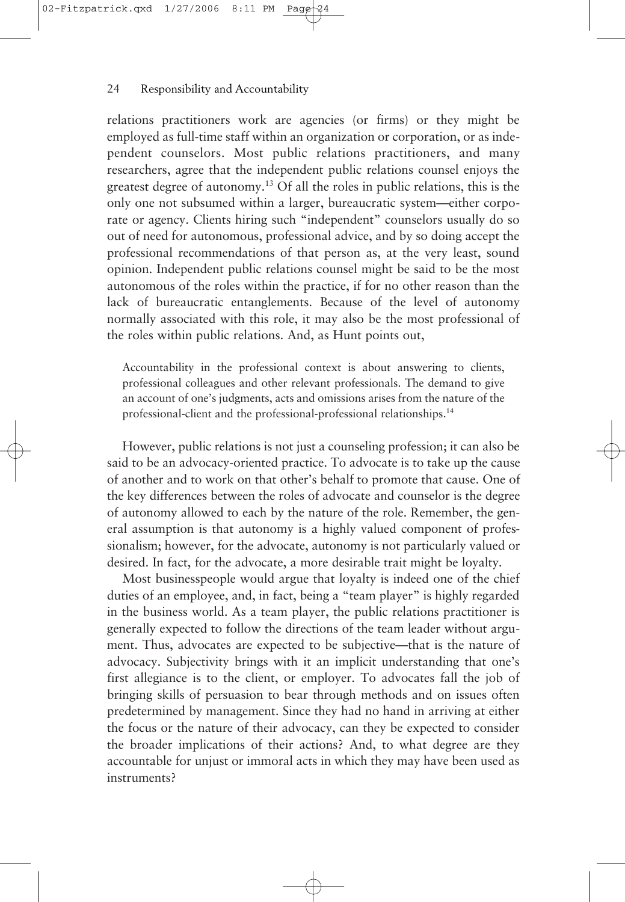relations practitioners work are agencies (or firms) or they might be employed as full-time staff within an organization or corporation, or as independent counselors. Most public relations practitioners, and many researchers, agree that the independent public relations counsel enjoys the greatest degree of autonomy.[13] Of all the roles in public relations, this is the only one not subsumed within a larger, bureaucratic system—either corporate or agency. Clients hiring such "independent" counselors usually do so out of need for autonomous, professional advice, and by so doing accept the professional recommendations of that person as, at the very least, sound opinion. Independent public relations counsel might be said to be the most autonomous of the roles within the practice, if for no other reason than the lack of bureaucratic entanglements. Because of the level of autonomy normally associated with this role, it may also be the most professional of the roles within public relations. And, as Hunt points out,

> Accountability in the professional context is about answering to clients, professional colleagues and other relevant professionals. The demand to give an account of one's judgments, acts and omissions arises from the nature of the professional-client and the professional-professional relationships.[14]

However, public relations is not just a counseling profession; it can also be said to be an advocacy-oriented practice. To advocate is to take up the cause of another and to work on that other's behalf to promote that cause. One of the key differences between the roles of advocate and counselor is the degree of autonomy allowed to each by the nature of the role. Remember, the general assumption is that autonomy is a highly valued component of professionalism; however, for the advocate, autonomy is not particularly valued or desired. In fact, for the advocate, a more desirable trait might be loyalty.

Most businesspeople would argue that loyalty is indeed one of the chief duties of an employee, and, in fact, being a "team player" is highly regarded in the business world. As a team player, the public relations practitioner is generally expected to follow the directions of the team leader without argument. Thus, advocates are expected to be subjective—that is the nature of advocacy. Subjectivity brings with it an implicit understanding that one's first allegiance is to the client, or employer. To advocates fall the job of bringing skills of persuasion to bear through methods and on issues often predetermined by management. Since they had no hand in arriving at either the focus or the nature of their advocacy, can they be expected to consider the broader implications of their actions? And, to what degree are they accountable for unjust or immoral acts in which they may have been used as instruments?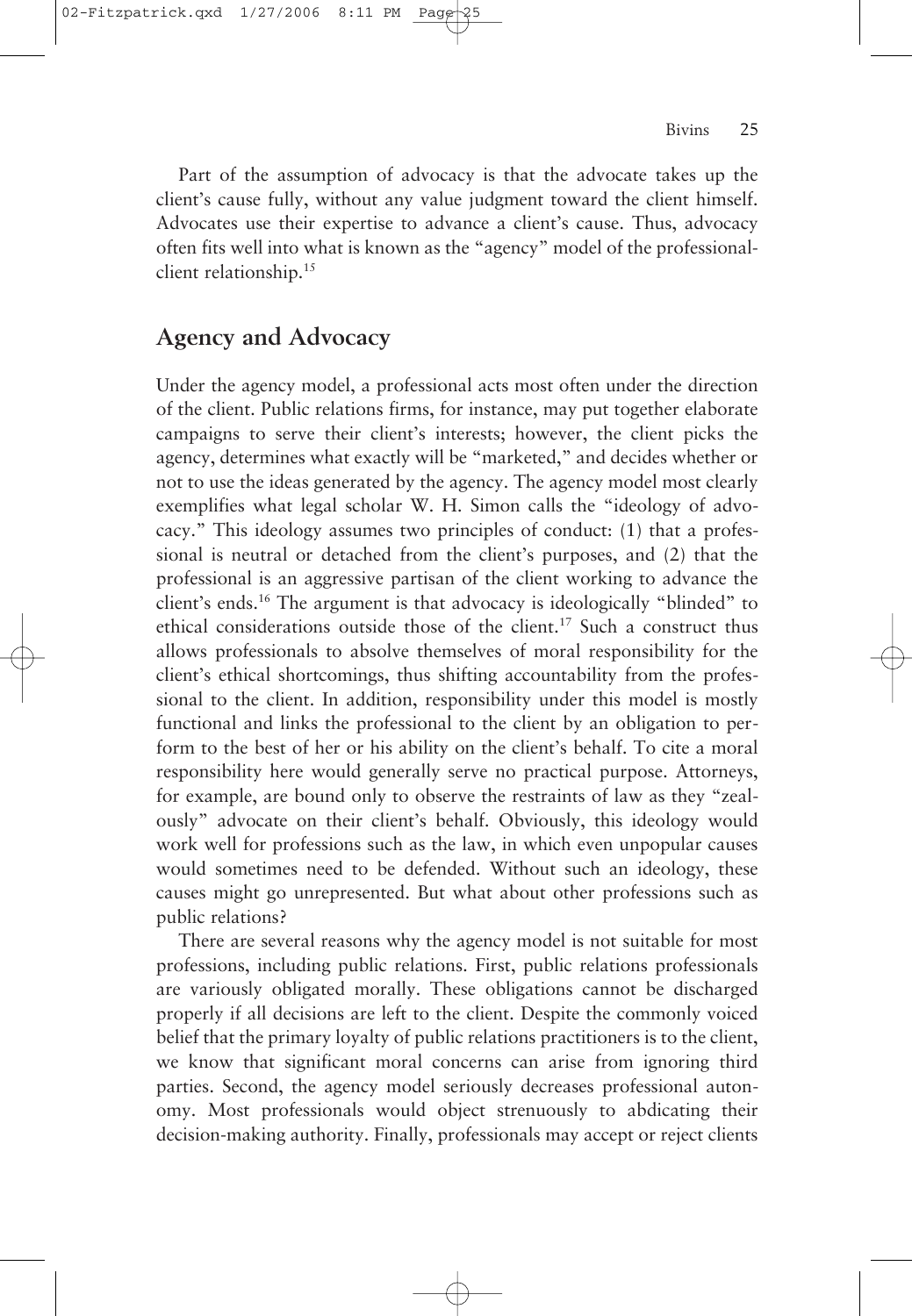Part of the assumption of advocacy is that the advocate takes up the client's cause fully, without any value judgment toward the client himself. Advocates use their expertise to advance a client's cause. Thus, advocacy often fits well into what is known as the "agency" model of the professional-client relationship.[15]

## Agency and Advocacy

Under the agency model, a professional acts most often under the direction of the client. Public relations firms, for instance, may put together elaborate campaigns to serve their client's interests; however, the client picks the agency, determines what exactly will be "marketed," and decides whether or not to use the ideas generated by the agency. The agency model most clearly exemplifies what legal scholar W. H. Simon calls the "ideology of advocacy." This ideology assumes two principles of conduct: (1) that a professional is neutral or detached from the client's purposes, and (2) that the professional is an aggressive partisan of the client working to advance the client's ends.[16] The argument is that advocacy is ideologically "blinded" to ethical considerations outside those of the client.[17] Such a construct thus allows professionals to absolve themselves of moral responsibility for the client's ethical shortcomings, thus shifting accountability from the professional to the client. In addition, responsibility under this model is mostly functional and links the professional to the client by an obligation to perform to the best of her or his ability on the client's behalf. To cite a moral responsibility here would generally serve no practical purpose. Attorneys, for example, are bound only to observe the restraints of law as they "zealously" advocate on their client's behalf. Obviously, this ideology would work well for professions such as the law, in which even unpopular causes would sometimes need to be defended. Without such an ideology, these causes might go unrepresented. But what about other professions such as public relations?

There are several reasons why the agency model is not suitable for most professions, including public relations. First, public relations professionals are variously obligated morally. These obligations cannot be discharged properly if all decisions are left to the client. Despite the commonly voiced belief that the primary loyalty of public relations practitioners is to the client, we know that significant moral concerns can arise from ignoring third parties. Second, the agency model seriously decreases professional autonomy. Most professionals would object strenuously to abdicating their decision-making authority. Finally, professionals may accept or reject clients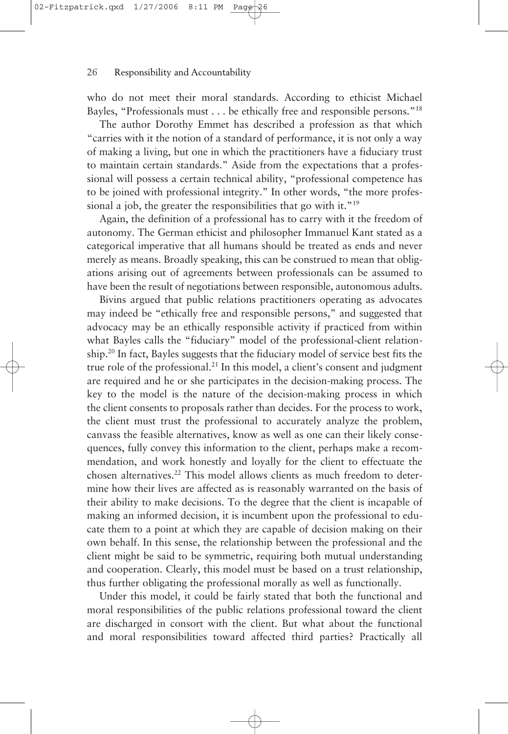who do not meet their moral standards. According to ethicist Michael Bayles, "Professionals must . . . be ethically free and responsible persons."[18]

The author Dorothy Emmet has described a profession as that which "carries with it the notion of a standard of performance, it is not only a way of making a living, but one in which the practitioners have a fiduciary trust to maintain certain standards." Aside from the expectations that a professional will possess a certain technical ability, "professional competence has to be joined with professional integrity." In other words, "the more professional a job, the greater the responsibilities that go with it."[19]

Again, the definition of a professional has to carry with it the freedom of autonomy. The German ethicist and philosopher Immanuel Kant stated as a categorical imperative that all humans should be treated as ends and never merely as means. Broadly speaking, this can be construed to mean that obligations arising out of agreements between professionals can be assumed to have been the result of negotiations between responsible, autonomous adults.

Bivins argued that public relations practitioners operating as advocates may indeed be "ethically free and responsible persons," and suggested that advocacy may be an ethically responsible activity if practiced from within what Bayles calls the "fiduciary" model of the professional-client relationship.[20] In fact, Bayles suggests that the fiduciary model of service best fits the true role of the professional.[21] In this model, a client's consent and judgment are required and he or she participates in the decision-making process. The key to the model is the nature of the decision-making process in which the client consents to proposals rather than decides. For the process to work, the client must trust the professional to accurately analyze the problem, canvass the feasible alternatives, know as well as one can their likely consequences, fully convey this information to the client, perhaps make a recommendation, and work honestly and loyally for the client to effectuate the chosen alternatives.[22] This model allows clients as much freedom to determine how their lives are affected as is reasonably warranted on the basis of their ability to make decisions. To the degree that the client is incapable of making an informed decision, it is incumbent upon the professional to educate them to a point at which they are capable of decision making on their own behalf. In this sense, the relationship between the professional and the client might be said to be symmetric, requiring both mutual understanding and cooperation. Clearly, this model must be based on a trust relationship, thus further obligating the professional morally as well as functionally.

Under this model, it could be fairly stated that both the functional and moral responsibilities of the public relations professional toward the client are discharged in consort with the client. But what about the functional and moral responsibilities toward affected third parties? Practically all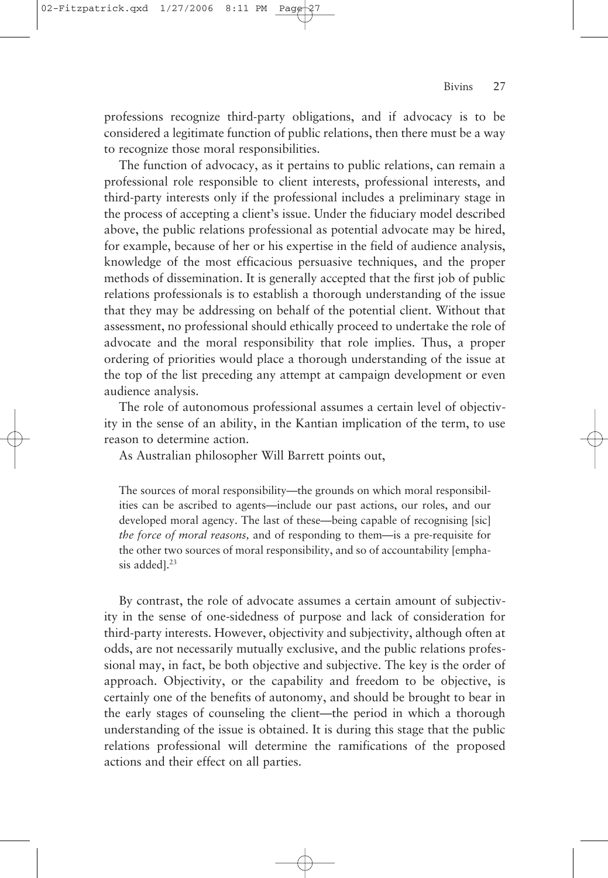professions recognize third-party obligations, and if advocacy is to be considered a legitimate function of public relations, then there must be a way to recognize those moral responsibilities.

The function of advocacy, as it pertains to public relations, can remain a professional role responsible to client interests, professional interests, and third-party interests only if the professional includes a preliminary stage in the process of accepting a client's issue. Under the fiduciary model described above, the public relations professional as potential advocate may be hired, for example, because of her or his expertise in the field of audience analysis, knowledge of the most efficacious persuasive techniques, and the proper methods of dissemination. It is generally accepted that the first job of public relations professionals is to establish a thorough understanding of the issue that they may be addressing on behalf of the potential client. Without that assessment, no professional should ethically proceed to undertake the role of advocate and the moral responsibility that role implies. Thus, a proper ordering of priorities would place a thorough understanding of the issue at the top of the list preceding any attempt at campaign development or even audience analysis.

The role of autonomous professional assumes a certain level of objectivity in the sense of an ability, in the Kantian implication of the term, to use reason to determine action.

As Australian philosopher Will Barrett points out,

> The sources of moral responsibility—the grounds on which moral responsibilities can be ascribed to agents—include our past actions, our roles, and our developed moral agency. The last of these—being capable of recognising [sic] *the force of moral reasons,* and of responding to them—is a pre-requisite for the other two sources of moral responsibility, and so of accountability [emphasis added].[23]

By contrast, the role of advocate assumes a certain amount of subjectivity in the sense of one-sidedness of purpose and lack of consideration for third-party interests. However, objectivity and subjectivity, although often at odds, are not necessarily mutually exclusive, and the public relations professional may, in fact, be both objective and subjective. The key is the order of approach. Objectivity, or the capability and freedom to be objective, is certainly one of the benefits of autonomy, and should be brought to bear in the early stages of counseling the client—the period in which a thorough understanding of the issue is obtained. It is during this stage that the public relations professional will determine the ramifications of the proposed actions and their effect on all parties.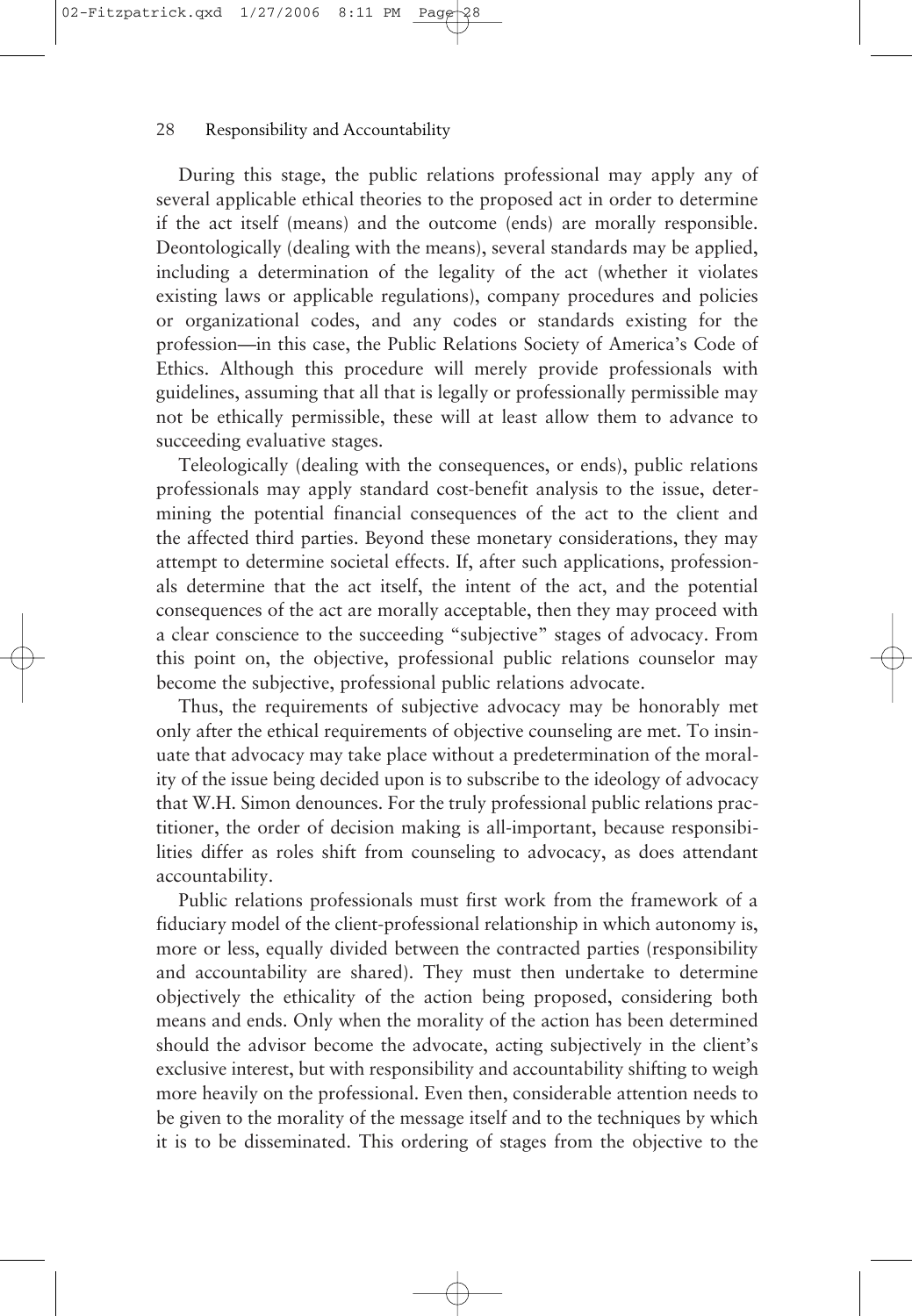During this stage, the public relations professional may apply any of several applicable ethical theories to the proposed act in order to determine if the act itself (means) and the outcome (ends) are morally responsible. Deontologically (dealing with the means), several standards may be applied, including a determination of the legality of the act (whether it violates existing laws or applicable regulations), company procedures and policies or organizational codes, and any codes or standards existing for the profession—in this case, the Public Relations Society of America's Code of Ethics. Although this procedure will merely provide professionals with guidelines, assuming that all that is legally or professionally permissible may not be ethically permissible, these will at least allow them to advance to succeeding evaluative stages.

Teleologically (dealing with the consequences, or ends), public relations professionals may apply standard cost-benefit analysis to the issue, determining the potential financial consequences of the act to the client and the affected third parties. Beyond these monetary considerations, they may attempt to determine societal effects. If, after such applications, professionals determine that the act itself, the intent of the act, and the potential consequences of the act are morally acceptable, then they may proceed with a clear conscience to the succeeding "subjective" stages of advocacy. From this point on, the objective, professional public relations counselor may become the subjective, professional public relations advocate.

Thus, the requirements of subjective advocacy may be honorably met only after the ethical requirements of objective counseling are met. To insinuate that advocacy may take place without a predetermination of the morality of the issue being decided upon is to subscribe to the ideology of advocacy that W.H. Simon denounces. For the truly professional public relations practitioner, the order of decision making is all-important, because responsibilities differ as roles shift from counseling to advocacy, as does attendant accountability.

Public relations professionals must first work from the framework of a fiduciary model of the client-professional relationship in which autonomy is, more or less, equally divided between the contracted parties (responsibility and accountability are shared). They must then undertake to determine objectively the ethicality of the action being proposed, considering both means and ends. Only when the morality of the action has been determined should the advisor become the advocate, acting subjectively in the client's exclusive interest, but with responsibility and accountability shifting to weigh more heavily on the professional. Even then, considerable attention needs to be given to the morality of the message itself and to the techniques by which it is to be disseminated. This ordering of stages from the objective to the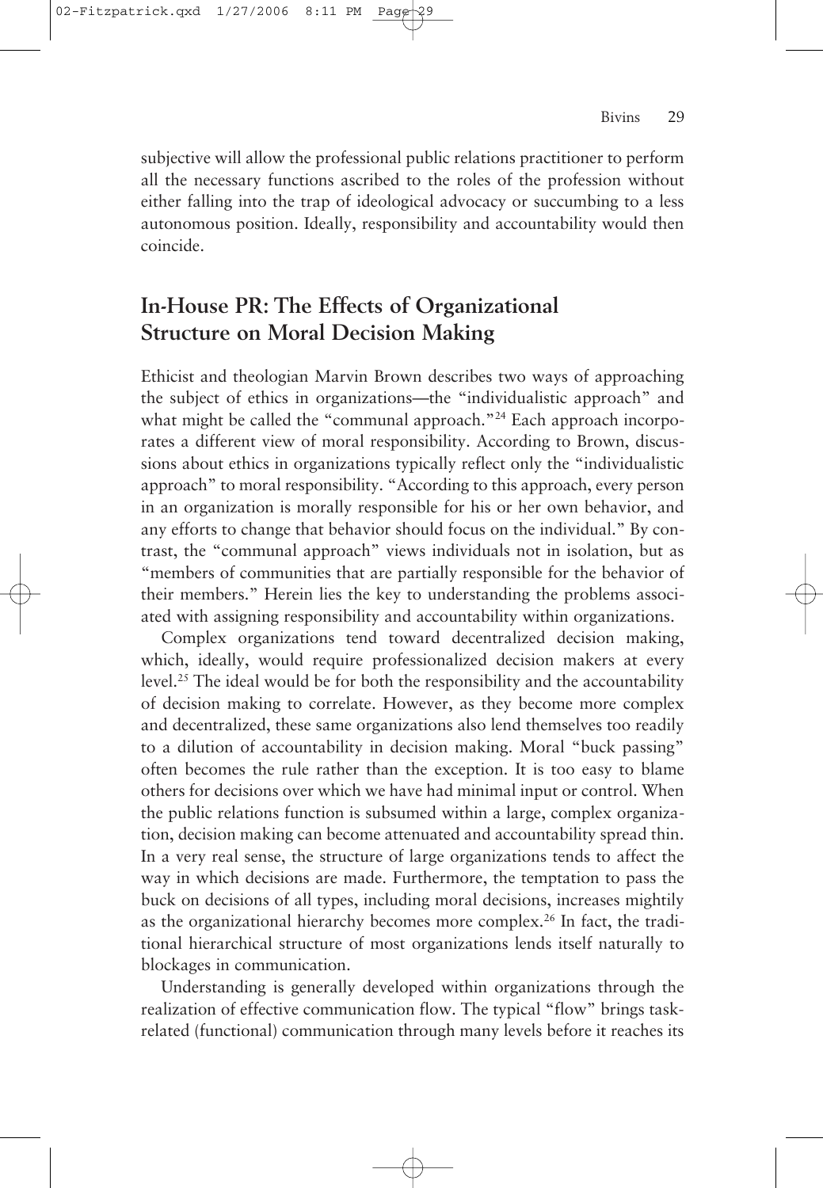subjective will allow the professional public relations practitioner to perform all the necessary functions ascribed to the roles of the profession without either falling into the trap of ideological advocacy or succumbing to a less autonomous position. Ideally, responsibility and accountability would then coincide.

## In-House PR: The Effects of Organizational Structure on Moral Decision Making

Ethicist and theologian Marvin Brown describes two ways of approaching the subject of ethics in organizations—the "individualistic approach" and what might be called the "communal approach."[24] Each approach incorporates a different view of moral responsibility. According to Brown, discussions about ethics in organizations typically reflect only the "individualistic approach" to moral responsibility. "According to this approach, every person in an organization is morally responsible for his or her own behavior, and any efforts to change that behavior should focus on the individual." By contrast, the "communal approach" views individuals not in isolation, but as "members of communities that are partially responsible for the behavior of their members." Herein lies the key to understanding the problems associated with assigning responsibility and accountability within organizations.

Complex organizations tend toward decentralized decision making, which, ideally, would require professionalized decision makers at every level.[25] The ideal would be for both the responsibility and the accountability of decision making to correlate. However, as they become more complex and decentralized, these same organizations also lend themselves too readily to a dilution of accountability in decision making. Moral "buck passing" often becomes the rule rather than the exception. It is too easy to blame others for decisions over which we have had minimal input or control. When the public relations function is subsumed within a large, complex organization, decision making can become attenuated and accountability spread thin. In a very real sense, the structure of large organizations tends to affect the way in which decisions are made. Furthermore, the temptation to pass the buck on decisions of all types, including moral decisions, increases mightily as the organizational hierarchy becomes more complex.[26] In fact, the traditional hierarchical structure of most organizations lends itself naturally to blockages in communication.

Understanding is generally developed within organizations through the realization of effective communication flow. The typical "flow" brings task-related (functional) communication through many levels before it reaches its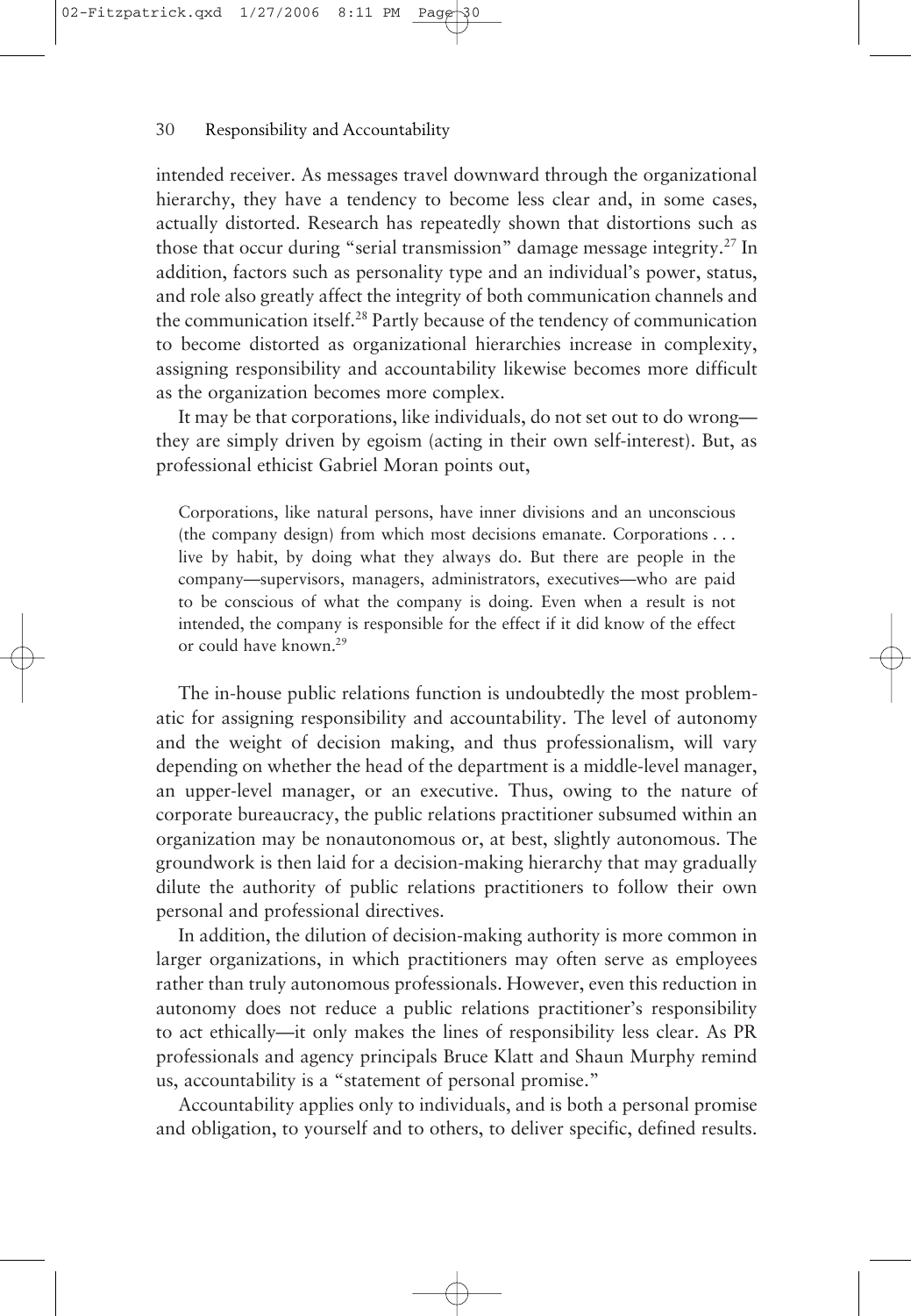intended receiver. As messages travel downward through the organizational hierarchy, they have a tendency to become less clear and, in some cases, actually distorted. Research has repeatedly shown that distortions such as those that occur during "serial transmission" damage message integrity.[27] In addition, factors such as personality type and an individual's power, status, and role also greatly affect the integrity of both communication channels and the communication itself.[28] Partly because of the tendency of communication to become distorted as organizational hierarchies increase in complexity, assigning responsibility and accountability likewise becomes more difficult as the organization becomes more complex.

It may be that corporations, like individuals, do not set out to do wrong—they are simply driven by egoism (acting in their own self-interest). But, as professional ethicist Gabriel Moran points out,

> Corporations, like natural persons, have inner divisions and an unconscious (the company design) from which most decisions emanate. Corporations . . . live by habit, by doing what they always do. But there are people in the company—supervisors, managers, administrators, executives—who are paid to be conscious of what the company is doing. Even when a result is not intended, the company is responsible for the effect if it did know of the effect or could have known.[29]

The in-house public relations function is undoubtedly the most problematic for assigning responsibility and accountability. The level of autonomy and the weight of decision making, and thus professionalism, will vary depending on whether the head of the department is a middle-level manager, an upper-level manager, or an executive. Thus, owing to the nature of corporate bureaucracy, the public relations practitioner subsumed within an organization may be nonautonomous or, at best, slightly autonomous. The groundwork is then laid for a decision-making hierarchy that may gradually dilute the authority of public relations practitioners to follow their own personal and professional directives.

In addition, the dilution of decision-making authority is more common in larger organizations, in which practitioners may often serve as employees rather than truly autonomous professionals. However, even this reduction in autonomy does not reduce a public relations practitioner's responsibility to act ethically—it only makes the lines of responsibility less clear. As PR professionals and agency principals Bruce Klatt and Shaun Murphy remind us, accountability is a "statement of personal promise."

> Accountability applies only to individuals, and is both a personal promise and obligation, to yourself and to others, to deliver specific, defined results.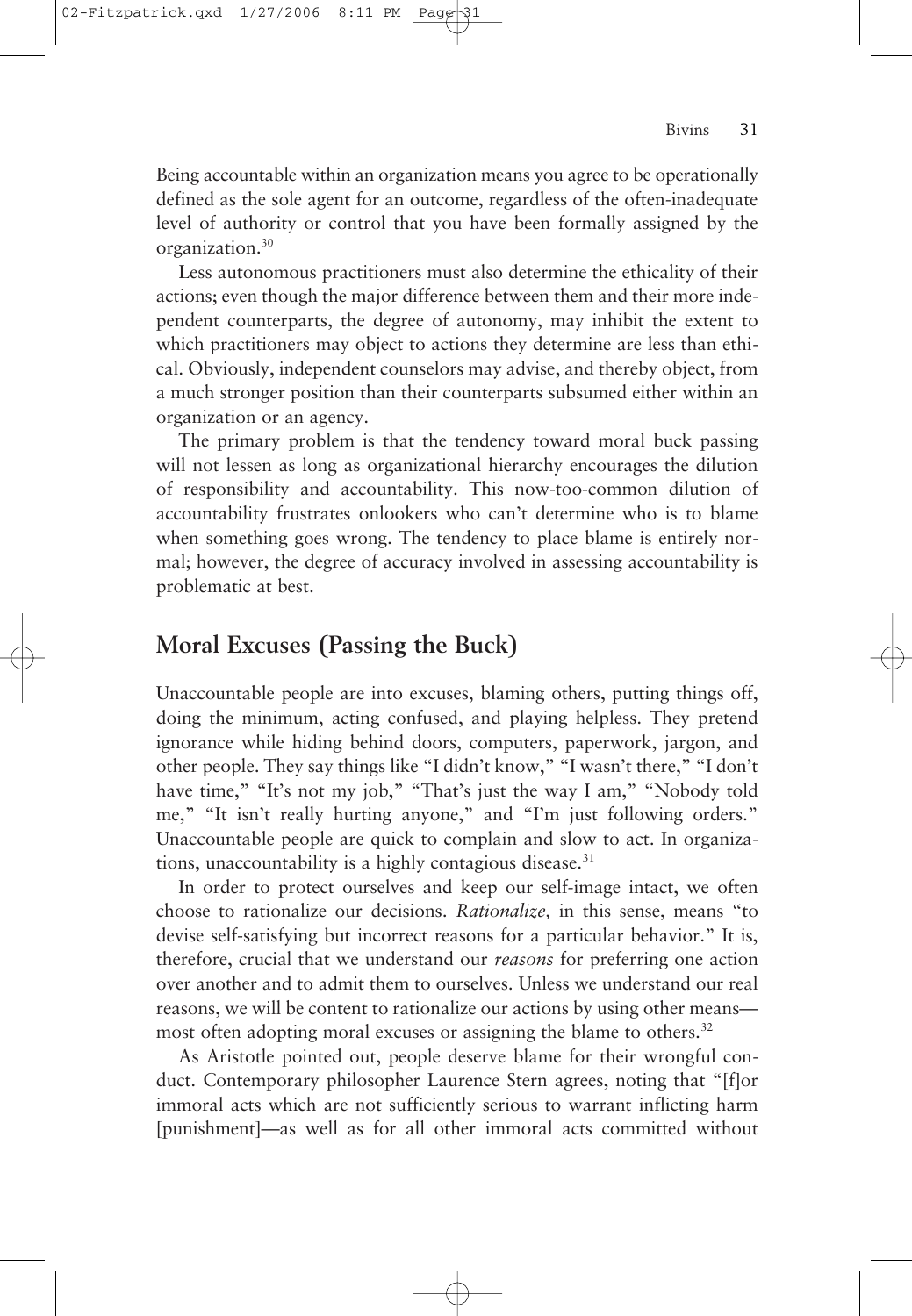Being accountable within an organization means you agree to be operationally defined as the sole agent for an outcome, regardless of the often-inadequate level of authority or control that you have been formally assigned by the organization.[30]

Less autonomous practitioners must also determine the ethicality of their actions; even though the major difference between them and their more independent counterparts, the degree of autonomy, may inhibit the extent to which practitioners may object to actions they determine are less than ethical. Obviously, independent counselors may advise, and thereby object, from a much stronger position than their counterparts subsumed either within an organization or an agency.

The primary problem is that the tendency toward moral buck passing will not lessen as long as organizational hierarchy encourages the dilution of responsibility and accountability. This now-too-common dilution of accountability frustrates onlookers who can't determine who is to blame when something goes wrong. The tendency to place blame is entirely normal; however, the degree of accuracy involved in assessing accountability is problematic at best.

## Moral Excuses (Passing the Buck)

Unaccountable people are into excuses, blaming others, putting things off, doing the minimum, acting confused, and playing helpless. They pretend ignorance while hiding behind doors, computers, paperwork, jargon, and other people. They say things like "I didn't know," "I wasn't there," "I don't have time," "It's not my job," "That's just the way I am," "Nobody told me," "It isn't really hurting anyone," and "I'm just following orders." Unaccountable people are quick to complain and slow to act. In organizations, unaccountability is a highly contagious disease.[31]

In order to protect ourselves and keep our self-image intact, we often choose to rationalize our decisions. *Rationalize,* in this sense, means "to devise self-satisfying but incorrect reasons for a particular behavior." It is, therefore, crucial that we understand our *reasons* for preferring one action over another and to admit them to ourselves. Unless we understand our real reasons, we will be content to rationalize our actions by using other means—most often adopting moral excuses or assigning the blame to others.[32]

As Aristotle pointed out, people deserve blame for their wrongful conduct. Contemporary philosopher Laurence Stern agrees, noting that "[f]or immoral acts which are not sufficiently serious to warrant inflicting harm [punishment]—as well as for all other immoral acts committed without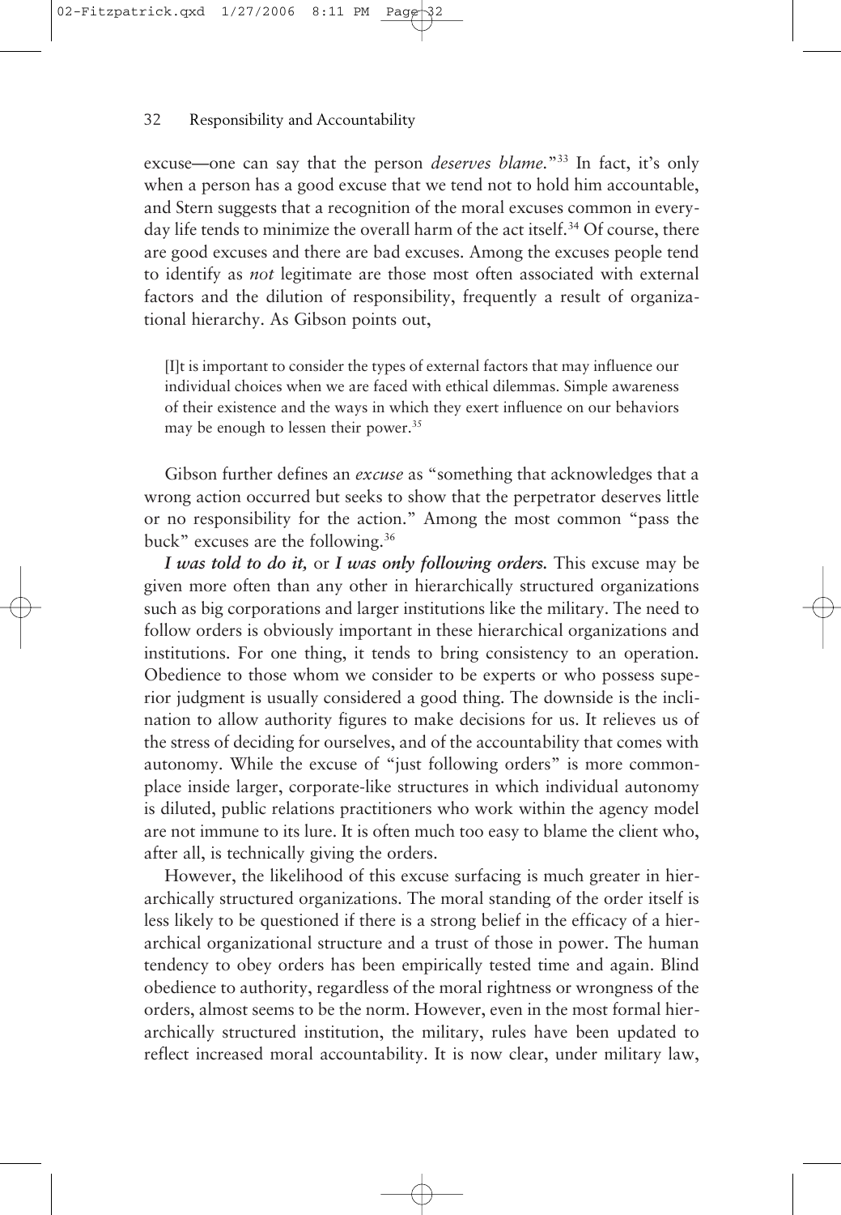excuse—one can say that the person *deserves blame.*"[33] In fact, it's only when a person has a good excuse that we tend not to hold him accountable, and Stern suggests that a recognition of the moral excuses common in everyday life tends to minimize the overall harm of the act itself.[34] Of course, there are good excuses and there are bad excuses. Among the excuses people tend to identify as *not* legitimate are those most often associated with external factors and the dilution of responsibility, frequently a result of organizational hierarchy. As Gibson points out,

> [I]t is important to consider the types of external factors that may influence our individual choices when we are faced with ethical dilemmas. Simple awareness of their existence and the ways in which they exert influence on our behaviors may be enough to lessen their power.[35]

Gibson further defines an *excuse* as "something that acknowledges that a wrong action occurred but seeks to show that the perpetrator deserves little or no responsibility for the action." Among the most common "pass the buck" excuses are the following.[36]

***I was told to do it,*** or ***I was only following orders.*** This excuse may be given more often than any other in hierarchically structured organizations such as big corporations and larger institutions like the military. The need to follow orders is obviously important in these hierarchical organizations and institutions. For one thing, it tends to bring consistency to an operation. Obedience to those whom we consider to be experts or who possess superior judgment is usually considered a good thing. The downside is the inclination to allow authority figures to make decisions for us. It relieves us of the stress of deciding for ourselves, and of the accountability that comes with autonomy. While the excuse of "just following orders" is more commonplace inside larger, corporate-like structures in which individual autonomy is diluted, public relations practitioners who work within the agency model are not immune to its lure. It is often much too easy to blame the client who, after all, is technically giving the orders.

However, the likelihood of this excuse surfacing is much greater in hierarchically structured organizations. The moral standing of the order itself is less likely to be questioned if there is a strong belief in the efficacy of a hierarchical organizational structure and a trust of those in power. The human tendency to obey orders has been empirically tested time and again. Blind obedience to authority, regardless of the moral rightness or wrongness of the orders, almost seems to be the norm. However, even in the most formal hierarchically structured institution, the military, rules have been updated to reflect increased moral accountability. It is now clear, under military law,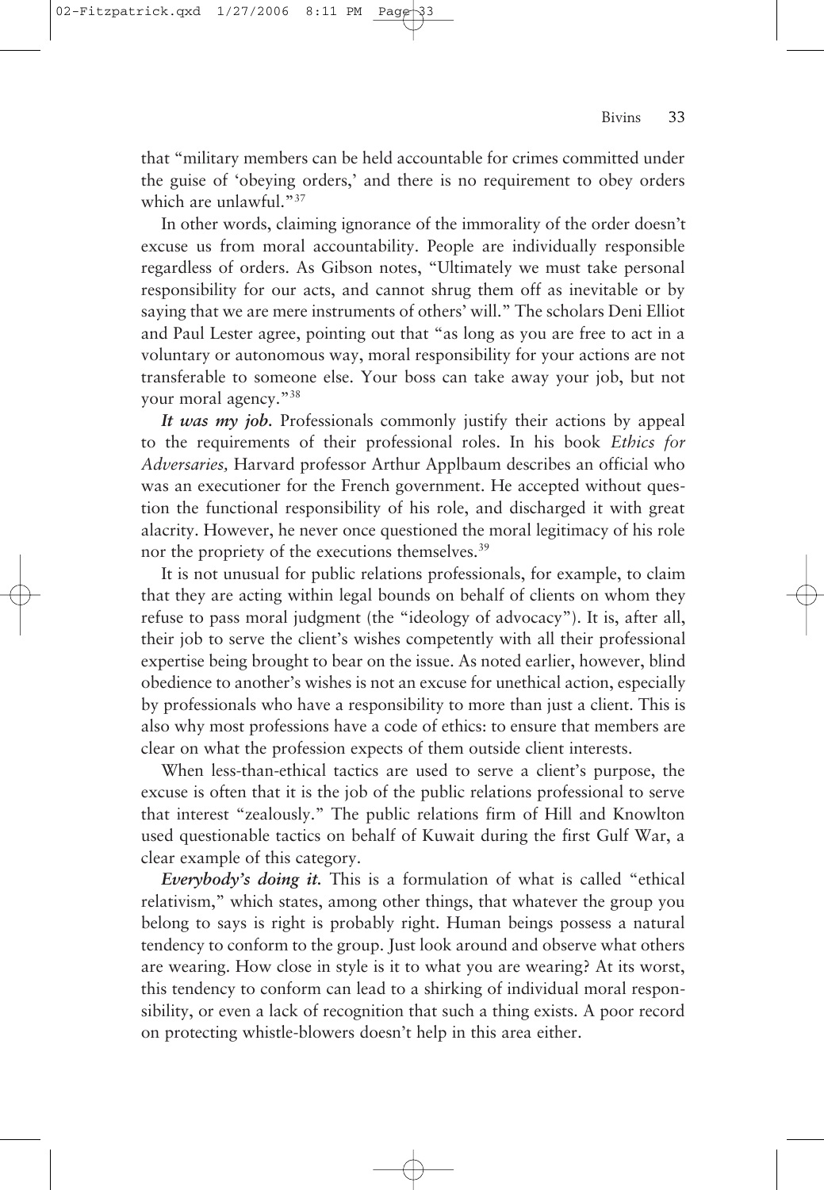that "military members can be held accountable for crimes committed under the guise of 'obeying orders,' and there is no requirement to obey orders which are unlawful."[37]

In other words, claiming ignorance of the immorality of the order doesn't excuse us from moral accountability. People are individually responsible regardless of orders. As Gibson notes, "Ultimately we must take personal responsibility for our acts, and cannot shrug them off as inevitable or by saying that we are mere instruments of others' will." The scholars Deni Elliot and Paul Lester agree, pointing out that "as long as you are free to act in a voluntary or autonomous way, moral responsibility for your actions are not transferable to someone else. Your boss can take away your job, but not your moral agency."[38]

***It was my job.*** Professionals commonly justify their actions by appeal to the requirements of their professional roles. In his book *Ethics for Adversaries,* Harvard professor Arthur Applbaum describes an official who was an executioner for the French government. He accepted without question the functional responsibility of his role, and discharged it with great alacrity. However, he never once questioned the moral legitimacy of his role nor the propriety of the executions themselves.[39]

It is not unusual for public relations professionals, for example, to claim that they are acting within legal bounds on behalf of clients on whom they refuse to pass moral judgment (the "ideology of advocacy"). It is, after all, their job to serve the client's wishes competently with all their professional expertise being brought to bear on the issue. As noted earlier, however, blind obedience to another's wishes is not an excuse for unethical action, especially by professionals who have a responsibility to more than just a client. This is also why most professions have a code of ethics: to ensure that members are clear on what the profession expects of them outside client interests.

When less-than-ethical tactics are used to serve a client's purpose, the excuse is often that it is the job of the public relations professional to serve that interest "zealously." The public relations firm of Hill and Knowlton used questionable tactics on behalf of Kuwait during the first Gulf War, a clear example of this category.

***Everybody's doing it.*** This is a formulation of what is called "ethical relativism," which states, among other things, that whatever the group you belong to says is right is probably right. Human beings possess a natural tendency to conform to the group. Just look around and observe what others are wearing. How close in style is it to what you are wearing? At its worst, this tendency to conform can lead to a shirking of individual moral responsibility, or even a lack of recognition that such a thing exists. A poor record on protecting whistle-blowers doesn't help in this area either.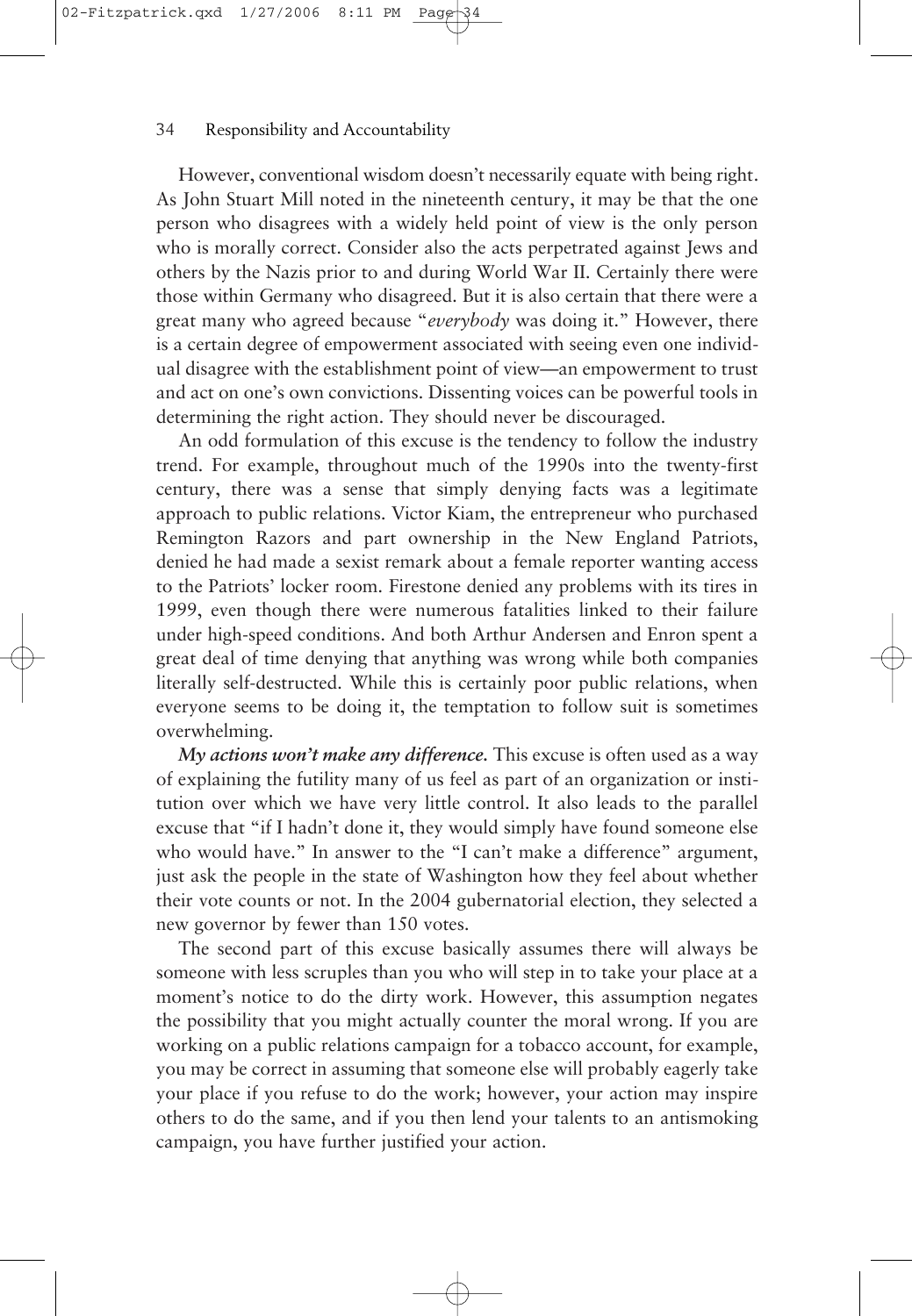However, conventional wisdom doesn't necessarily equate with being right. As John Stuart Mill noted in the nineteenth century, it may be that the one person who disagrees with a widely held point of view is the only person who is morally correct. Consider also the acts perpetrated against Jews and others by the Nazis prior to and during World War II. Certainly there were those within Germany who disagreed. But it is also certain that there were a great many who agreed because "*everybody* was doing it." However, there is a certain degree of empowerment associated with seeing even one individual disagree with the establishment point of view—an empowerment to trust and act on one's own convictions. Dissenting voices can be powerful tools in determining the right action. They should never be discouraged.

An odd formulation of this excuse is the tendency to follow the industry trend. For example, throughout much of the 1990s into the twenty-first century, there was a sense that simply denying facts was a legitimate approach to public relations. Victor Kiam, the entrepreneur who purchased Remington Razors and part ownership in the New England Patriots, denied he had made a sexist remark about a female reporter wanting access to the Patriots' locker room. Firestone denied any problems with its tires in 1999, even though there were numerous fatalities linked to their failure under high-speed conditions. And both Arthur Andersen and Enron spent a great deal of time denying that anything was wrong while both companies literally self-destructed. While this is certainly poor public relations, when everyone seems to be doing it, the temptation to follow suit is sometimes overwhelming.

***My actions won't make any difference.*** This excuse is often used as a way of explaining the futility many of us feel as part of an organization or institution over which we have very little control. It also leads to the parallel excuse that "if I hadn't done it, they would simply have found someone else who would have." In answer to the "I can't make a difference" argument, just ask the people in the state of Washington how they feel about whether their vote counts or not. In the 2004 gubernatorial election, they selected a new governor by fewer than 150 votes.

The second part of this excuse basically assumes there will always be someone with less scruples than you who will step in to take your place at a moment's notice to do the dirty work. However, this assumption negates the possibility that you might actually counter the moral wrong. If you are working on a public relations campaign for a tobacco account, for example, you may be correct in assuming that someone else will probably eagerly take your place if you refuse to do the work; however, your action may inspire others to do the same, and if you then lend your talents to an antismoking campaign, you have further justified your action.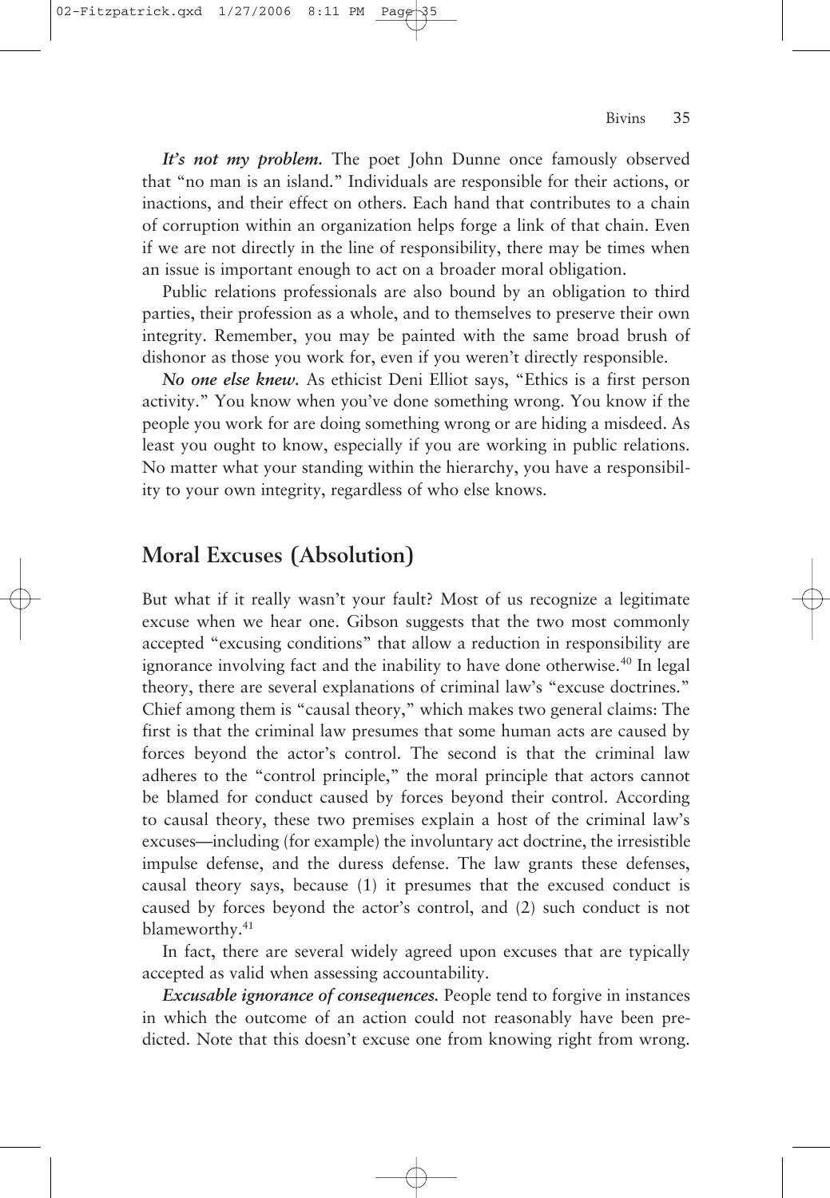***It's not my problem.*** The poet John Dunne once famously observed that "no man is an island." Individuals are responsible for their actions, or inactions, and their effect on others. Each hand that contributes to a chain of corruption within an organization helps forge a link of that chain. Even if we are not directly in the line of responsibility, there may be times when an issue is important enough to act on a broader moral obligation.

Public relations professionals are also bound by an obligation to third parties, their profession as a whole, and to themselves to preserve their own integrity. Remember, you may be painted with the same broad brush of dishonor as those you work for, even if you weren't directly responsible.

***No one else knew.*** As ethicist Deni Elliot says, "Ethics is a first person activity." You know when you've done something wrong. You know if the people you work for are doing something wrong or are hiding a misdeed. As least you ought to know, especially if you are working in public relations. No matter what your standing within the hierarchy, you have a responsibility to your own integrity, regardless of who else knows.

## Moral Excuses (Absolution)

But what if it really wasn't your fault? Most of us recognize a legitimate excuse when we hear one. Gibson suggests that the two most commonly accepted "excusing conditions" that allow a reduction in responsibility are ignorance involving fact and the inability to have done otherwise.[40] In legal theory, there are several explanations of criminal law's "excuse doctrines." Chief among them is "causal theory," which makes two general claims: The first is that the criminal law presumes that some human acts are caused by forces beyond the actor's control. The second is that the criminal law adheres to the "control principle," the moral principle that actors cannot be blamed for conduct caused by forces beyond their control. According to causal theory, these two premises explain a host of the criminal law's excuses—including (for example) the involuntary act doctrine, the irresistible impulse defense, and the duress defense. The law grants these defenses, causal theory says, because (1) it presumes that the excused conduct is caused by forces beyond the actor's control, and (2) such conduct is not blameworthy.[41]

In fact, there are several widely agreed upon excuses that are typically accepted as valid when assessing accountability.

***Excusable ignorance of consequences.*** People tend to forgive in instances in which the outcome of an action could not reasonably have been predicted. Note that this doesn't excuse one from knowing right from wrong.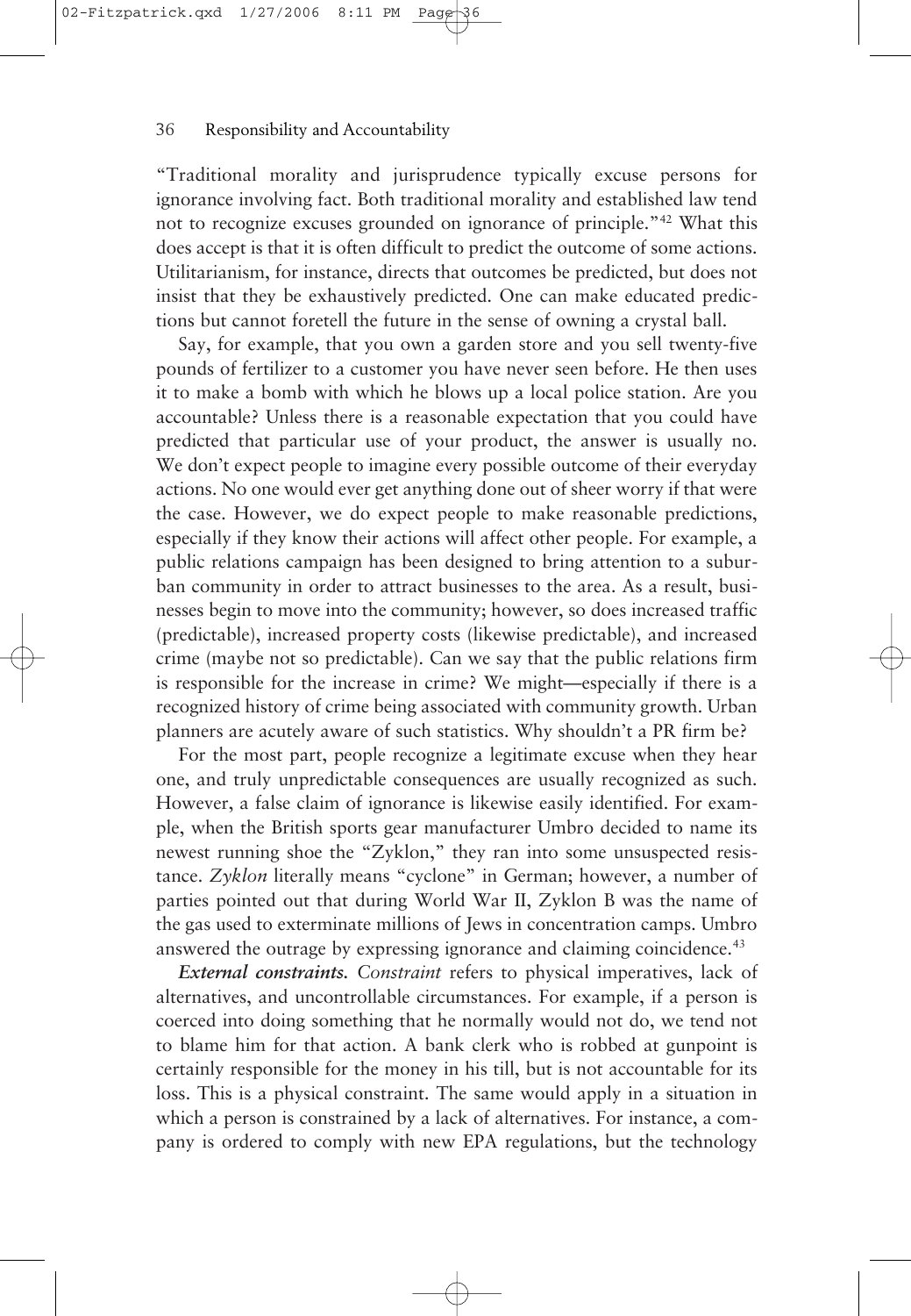"Traditional morality and jurisprudence typically excuse persons for ignorance involving fact. Both traditional morality and established law tend not to recognize excuses grounded on ignorance of principle."[42] What this does accept is that it is often difficult to predict the outcome of some actions. Utilitarianism, for instance, directs that outcomes be predicted, but does not insist that they be exhaustively predicted. One can make educated predictions but cannot foretell the future in the sense of owning a crystal ball.

Say, for example, that you own a garden store and you sell twenty-five pounds of fertilizer to a customer you have never seen before. He then uses it to make a bomb with which he blows up a local police station. Are you accountable? Unless there is a reasonable expectation that you could have predicted that particular use of your product, the answer is usually no. We don't expect people to imagine every possible outcome of their everyday actions. No one would ever get anything done out of sheer worry if that were the case. However, we do expect people to make reasonable predictions, especially if they know their actions will affect other people. For example, a public relations campaign has been designed to bring attention to a suburban community in order to attract businesses to the area. As a result, businesses begin to move into the community; however, so does increased traffic (predictable), increased property costs (likewise predictable), and increased crime (maybe not so predictable). Can we say that the public relations firm is responsible for the increase in crime? We might—especially if there is a recognized history of crime being associated with community growth. Urban planners are acutely aware of such statistics. Why shouldn't a PR firm be?

For the most part, people recognize a legitimate excuse when they hear one, and truly unpredictable consequences are usually recognized as such. However, a false claim of ignorance is likewise easily identified. For example, when the British sports gear manufacturer Umbro decided to name its newest running shoe the "Zyklon," they ran into some unsuspected resistance. *Zyklon* literally means "cyclone" in German; however, a number of parties pointed out that during World War II, Zyklon B was the name of the gas used to exterminate millions of Jews in concentration camps. Umbro answered the outrage by expressing ignorance and claiming coincidence.[43]

***External constraints.*** *Constraint* refers to physical imperatives, lack of alternatives, and uncontrollable circumstances. For example, if a person is coerced into doing something that he normally would not do, we tend not to blame him for that action. A bank clerk who is robbed at gunpoint is certainly responsible for the money in his till, but is not accountable for its loss. This is a physical constraint. The same would apply in a situation in which a person is constrained by a lack of alternatives. For instance, a company is ordered to comply with new EPA regulations, but the technology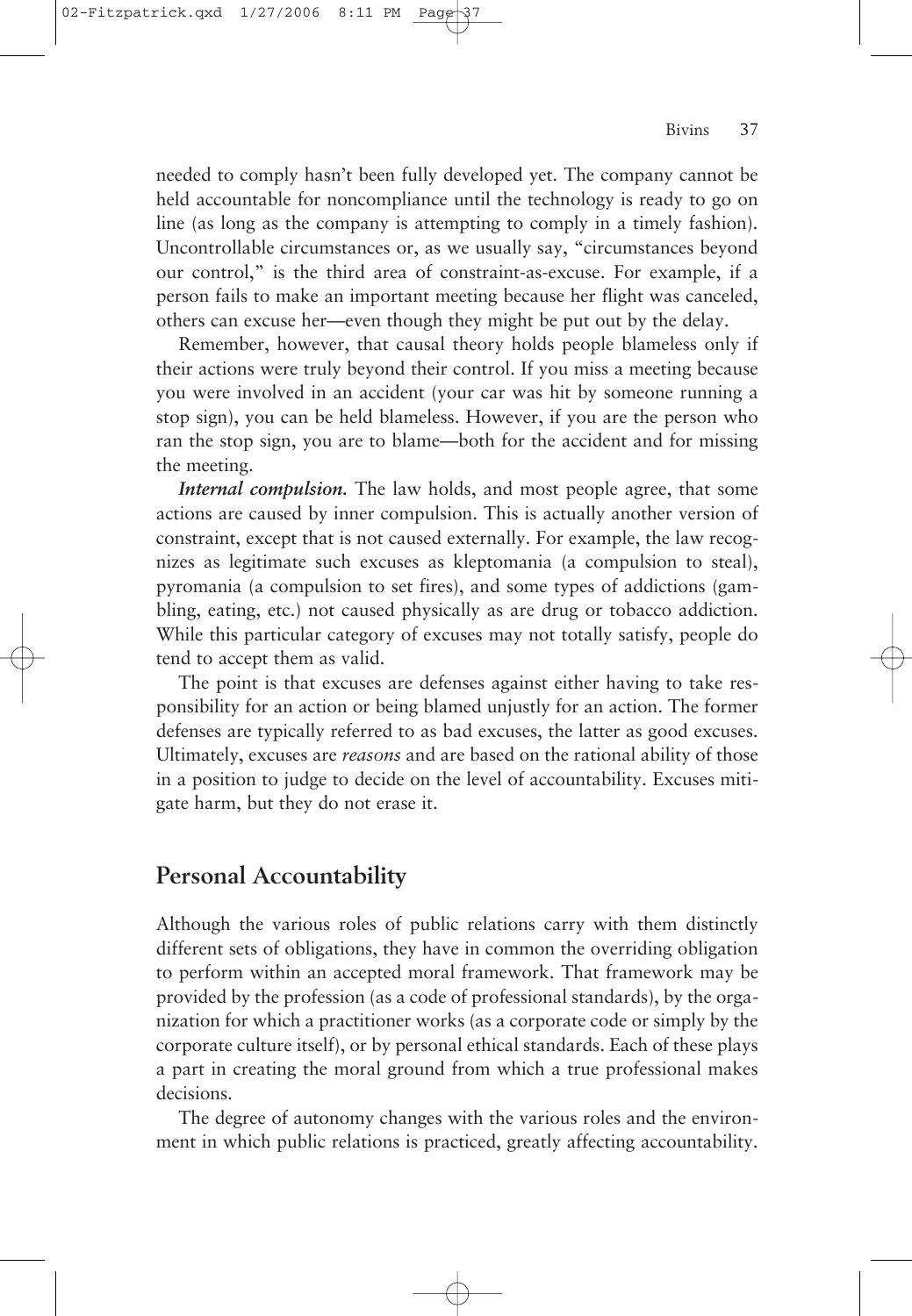needed to comply hasn't been fully developed yet. The company cannot be held accountable for noncompliance until the technology is ready to go on line (as long as the company is attempting to comply in a timely fashion). Uncontrollable circumstances or, as we usually say, "circumstances beyond our control," is the third area of constraint-as-excuse. For example, if a person fails to make an important meeting because her flight was canceled, others can excuse her—even though they might be put out by the delay.

Remember, however, that causal theory holds people blameless only if their actions were truly beyond their control. If you miss a meeting because you were involved in an accident (your car was hit by someone running a stop sign), you can be held blameless. However, if you are the person who ran the stop sign, you are to blame—both for the accident and for missing the meeting.

***Internal compulsion.*** The law holds, and most people agree, that some actions are caused by inner compulsion. This is actually another version of constraint, except that is not caused externally. For example, the law recognizes as legitimate such excuses as kleptomania (a compulsion to steal), pyromania (a compulsion to set fires), and some types of addictions (gambling, eating, etc.) not caused physically as are drug or tobacco addiction. While this particular category of excuses may not totally satisfy, people do tend to accept them as valid.

The point is that excuses are defenses against either having to take responsibility for an action or being blamed unjustly for an action. The former defenses are typically referred to as bad excuses, the latter as good excuses. Ultimately, excuses are *reasons* and are based on the rational ability of those in a position to judge to decide on the level of accountability. Excuses mitigate harm, but they do not erase it.

## Personal Accountability

Although the various roles of public relations carry with them distinctly different sets of obligations, they have in common the overriding obligation to perform within an accepted moral framework. That framework may be provided by the profession (as a code of professional standards), by the organization for which a practitioner works (as a corporate code or simply by the corporate culture itself), or by personal ethical standards. Each of these plays a part in creating the moral ground from which a true professional makes decisions.

The degree of autonomy changes with the various roles and the environment in which public relations is practiced, greatly affecting accountability.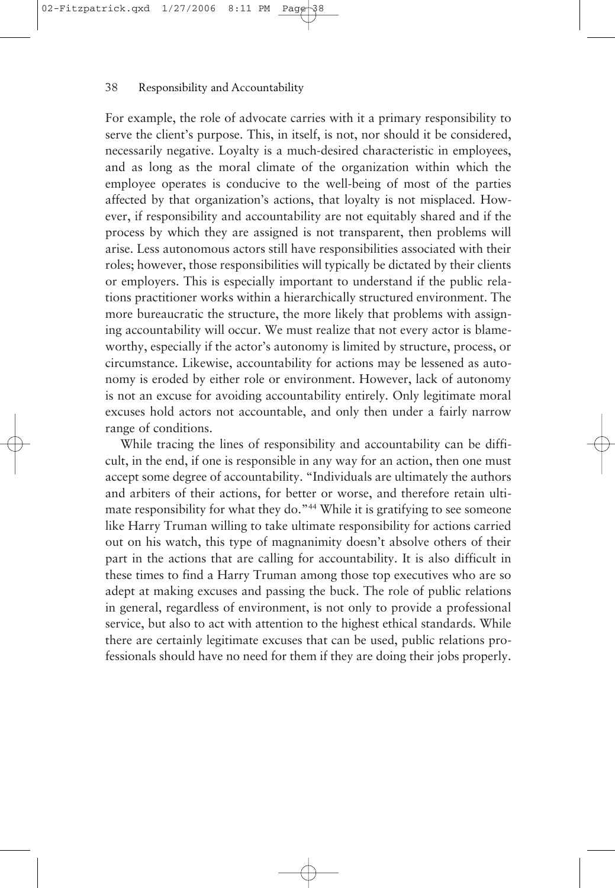For example, the role of advocate carries with it a primary responsibility to serve the client's purpose. This, in itself, is not, nor should it be considered, necessarily negative. Loyalty is a much-desired characteristic in employees, and as long as the moral climate of the organization within which the employee operates is conducive to the well-being of most of the parties affected by that organization's actions, that loyalty is not misplaced. However, if responsibility and accountability are not equitably shared and if the process by which they are assigned is not transparent, then problems will arise. Less autonomous actors still have responsibilities associated with their roles; however, those responsibilities will typically be dictated by their clients or employers. This is especially important to understand if the public relations practitioner works within a hierarchically structured environment. The more bureaucratic the structure, the more likely that problems with assigning accountability will occur. We must realize that not every actor is blameworthy, especially if the actor's autonomy is limited by structure, process, or circumstance. Likewise, accountability for actions may be lessened as autonomy is eroded by either role or environment. However, lack of autonomy is not an excuse for avoiding accountability entirely. Only legitimate moral excuses hold actors not accountable, and only then under a fairly narrow range of conditions.

While tracing the lines of responsibility and accountability can be difficult, in the end, if one is responsible in any way for an action, then one must accept some degree of accountability. "Individuals are ultimately the authors and arbiters of their actions, for better or worse, and therefore retain ultimate responsibility for what they do."[44] While it is gratifying to see someone like Harry Truman willing to take ultimate responsibility for actions carried out on his watch, this type of magnanimity doesn't absolve others of their part in the actions that are calling for accountability. It is also difficult in these times to find a Harry Truman among those top executives who are so adept at making excuses and passing the buck. The role of public relations in general, regardless of environment, is not only to provide a professional service, but also to act with attention to the highest ethical standards. While there are certainly legitimate excuses that can be used, public relations professionals should have no need for them if they are doing their jobs properly.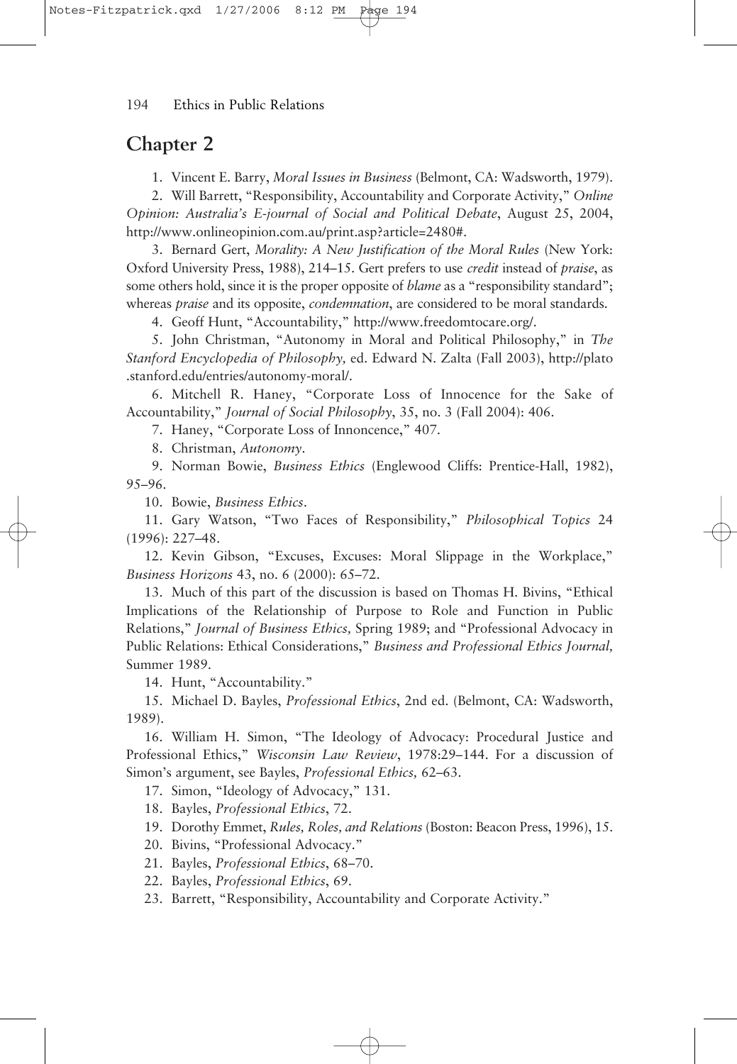## Chapter 2

1. Vincent E. Barry, *Moral Issues in Business* (Belmont, CA: Wadsworth, 1979).

2. Will Barrett, "Responsibility, Accountability and Corporate Activity," *Online Opinion: Australia's E-journal of Social and Political Debate*, August 25, 2004, http://www.onlineopinion.com.au/print.asp?article=2480#.

3. Bernard Gert, *Morality: A New Justification of the Moral Rules* (New York: Oxford University Press, 1988), 214–15. Gert prefers to use *credit* instead of *praise*, as some others hold, since it is the proper opposite of *blame* as a "responsibility standard"; whereas *praise* and its opposite, *condemnation*, are considered to be moral standards.

4. Geoff Hunt, "Accountability," http://www.freedomtocare.org/.

5. John Christman, "Autonomy in Moral and Political Philosophy," in *The Stanford Encyclopedia of Philosophy,* ed. Edward N. Zalta (Fall 2003), http://plato.stanford.edu/entries/autonomy-moral/.

6. Mitchell R. Haney, "Corporate Loss of Innocence for the Sake of Accountability," *Journal of Social Philosophy*, 35, no. 3 (Fall 2004): 406.

7. Haney, "Corporate Loss of Innnocence," 407.

8. Christman, *Autonomy*.

9. Norman Bowie, *Business Ethics* (Englewood Cliffs: Prentice-Hall, 1982), 95–96.

10. Bowie, *Business Ethics*.

11. Gary Watson, "Two Faces of Responsibility," *Philosophical Topics* 24 (1996): 227–48.

12. Kevin Gibson, "Excuses, Excuses: Moral Slippage in the Workplace," *Business Horizons* 43, no. 6 (2000): 65–72.

13. Much of this part of the discussion is based on Thomas H. Bivins, "Ethical Implications of the Relationship of Purpose to Role and Function in Public Relations," *Journal of Business Ethics,* Spring 1989; and "Professional Advocacy in Public Relations: Ethical Considerations," *Business and Professional Ethics Journal,* Summer 1989.

14. Hunt, "Accountability."

15. Michael D. Bayles, *Professional Ethics*, 2nd ed. (Belmont, CA: Wadsworth, 1989).

16. William H. Simon, "The Ideology of Advocacy: Procedural Justice and Professional Ethics," *Wisconsin Law Review*, 1978:29–144. For a discussion of Simon's argument, see Bayles, *Professional Ethics,* 62–63.

17. Simon, "Ideology of Advocacy," 131.

18. Bayles, *Professional Ethics*, 72.

19. Dorothy Emmet, *Rules, Roles, and Relations* (Boston: Beacon Press, 1996), 15.

20. Bivins, "Professional Advocacy."

21. Bayles, *Professional Ethics*, 68–70.

22. Bayles, *Professional Ethics*, 69.

23. Barrett, "Responsibility, Accountability and Corporate Activity."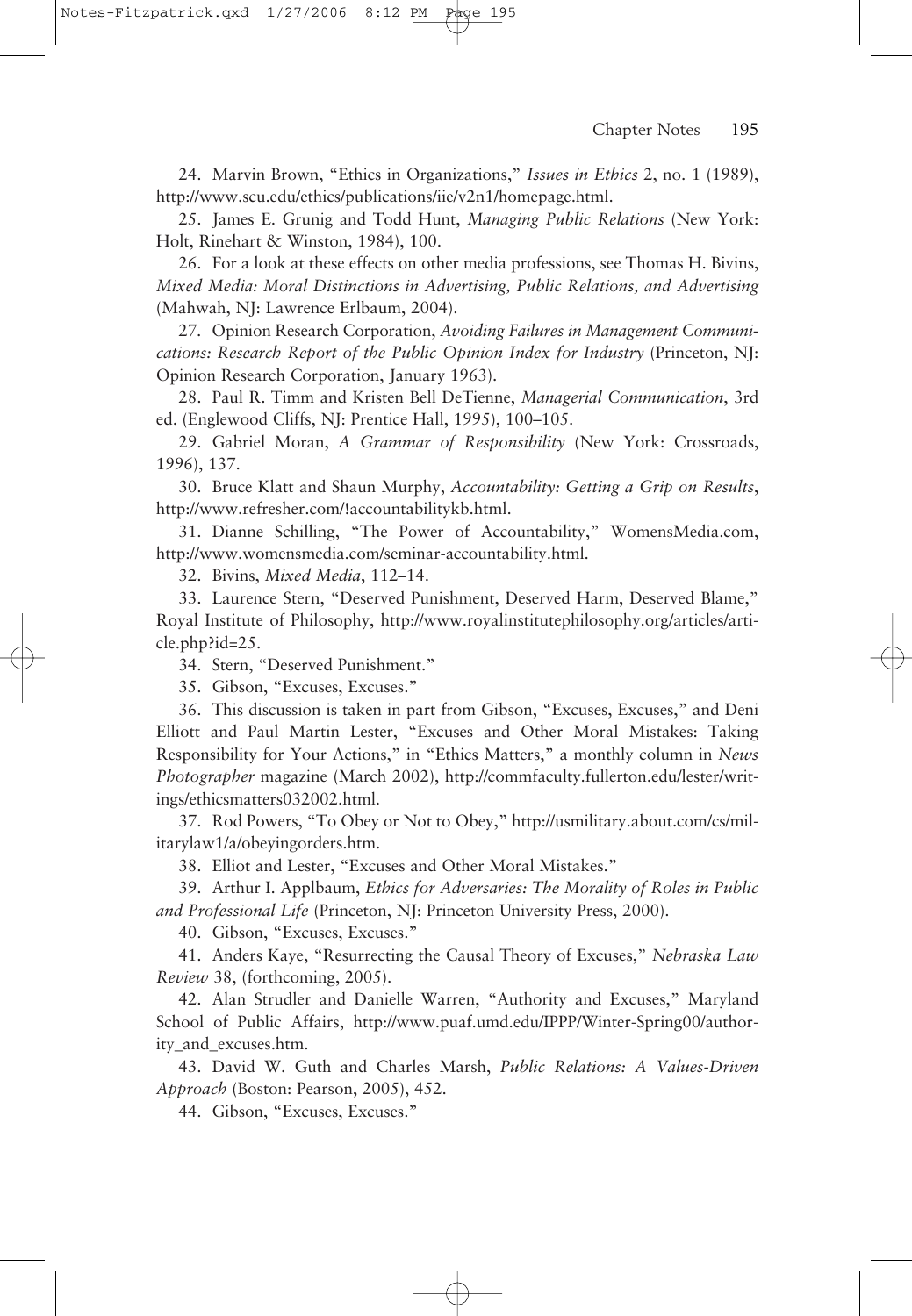24. Marvin Brown, "Ethics in Organizations," *Issues in Ethics* 2, no. 1 (1989), http://www.scu.edu/ethics/publications/iie/v2n1/homepage.html.

25. James E. Grunig and Todd Hunt, *Managing Public Relations* (New York: Holt, Rinehart & Winston, 1984), 100.

26. For a look at these effects on other media professions, see Thomas H. Bivins, *Mixed Media: Moral Distinctions in Advertising, Public Relations, and Advertising* (Mahwah, NJ: Lawrence Erlbaum, 2004).

27. Opinion Research Corporation, *Avoiding Failures in Management Communications: Research Report of the Public Opinion Index for Industry* (Princeton, NJ: Opinion Research Corporation, January 1963).

28. Paul R. Timm and Kristen Bell DeTienne, *Managerial Communication*, 3rd ed. (Englewood Cliffs, NJ: Prentice Hall, 1995), 100–105.

29. Gabriel Moran, *A Grammar of Responsibility* (New York: Crossroads, 1996), 137.

30. Bruce Klatt and Shaun Murphy, *Accountability: Getting a Grip on Results*, http://www.refresher.com/!accountabilitykb.html.

31. Dianne Schilling, "The Power of Accountability," WomensMedia.com, http://www.womensmedia.com/seminar-accountability.html.

32. Bivins, *Mixed Media*, 112–14.

33. Laurence Stern, "Deserved Punishment, Deserved Harm, Deserved Blame," Royal Institute of Philosophy, http://www.royalinstitutephilosophy.org/articles/article.php?id=25.

34. Stern, "Deserved Punishment."

35. Gibson, "Excuses, Excuses."

36. This discussion is taken in part from Gibson, "Excuses, Excuses," and Deni Elliott and Paul Martin Lester, "Excuses and Other Moral Mistakes: Taking Responsibility for Your Actions," in "Ethics Matters," a monthly column in *News Photographer* magazine (March 2002), http://commfaculty.fullerton.edu/lester/writings/ethicsmatters032002.html.

37. Rod Powers, "To Obey or Not to Obey," http://usmilitary.about.com/cs/militarylaw1/a/obeyingorders.htm.

38. Elliot and Lester, "Excuses and Other Moral Mistakes."

39. Arthur I. Applbaum, *Ethics for Adversaries: The Morality of Roles in Public and Professional Life* (Princeton, NJ: Princeton University Press, 2000).

40. Gibson, "Excuses, Excuses."

41. Anders Kaye, "Resurrecting the Causal Theory of Excuses," *Nebraska Law Review* 38, (forthcoming, 2005).

42. Alan Strudler and Danielle Warren, "Authority and Excuses," Maryland School of Public Affairs, http://www.puaf.umd.edu/IPPP/Winter-Spring00/authority_and_excuses.htm.

43. David W. Guth and Charles Marsh, *Public Relations: A Values-Driven Approach* (Boston: Pearson, 2005), 452.

44. Gibson, "Excuses, Excuses."